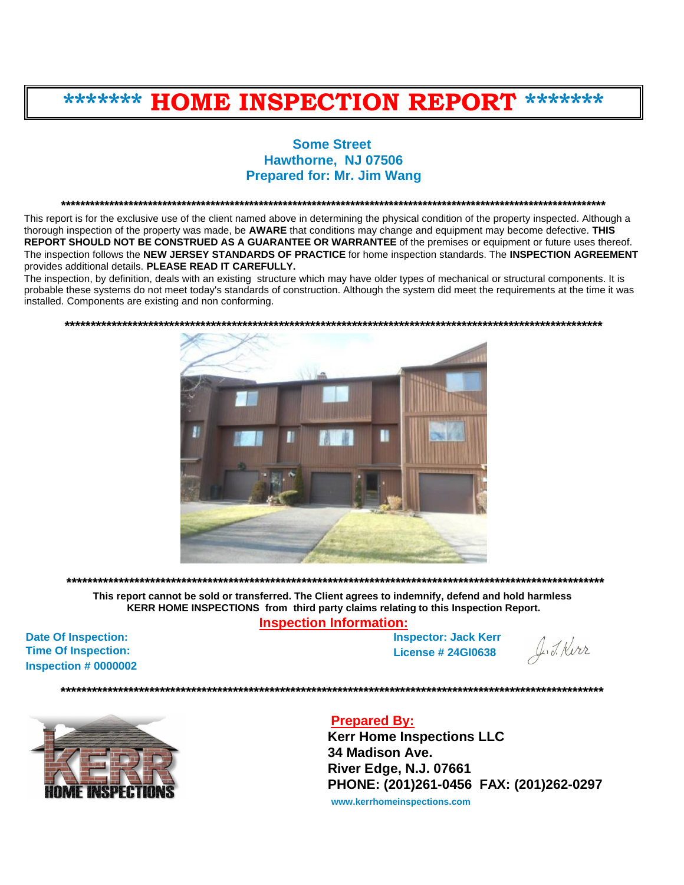# ******* HOME INSPECTION REPORT *******

**Some Street**
**Hawthorne, NJ 07506**
**Prepared for: Mr. Jim Wang**

**************************************************************************************************************

This report is for the exclusive use of the client named above in determining the physical condition of the property inspected. Although a thorough inspection of the property was made, be **AWARE** that conditions may change and equipment may become defective. **THIS REPORT SHOULD NOT BE CONSTRUED AS A GUARANTEE OR WARRANTEE** of the premises or equipment or future uses thereof. The inspection follows the **NEW JERSEY STANDARDS OF PRACTICE** for home inspection standards. The **INSPECTION AGREEMENT** provides additional details. **PLEASE READ IT CAREFULLY.**

The inspection, by definition, deals with an existing structure which may have older types of mechanical or structural components. It is probable these systems do not meet today's standards of construction. Although the system did meet the requirements at the time it was installed. Components are existing and non conforming.

**************************************************************************************************************

**************************************************************************************************************

**This report cannot be sold or transferred. The Client agrees to indemnify, defend and hold harmless KERR HOME INSPECTIONS from third party claims relating to this Inspection Report.**

## Inspection Information:

**Date Of Inspection:**
**Time Of Inspection:**
**Inspection # 0000002**

**Inspector: Jack Kerr**
**License # 24GI0638**

**************************************************************************************************************

**Prepared By:**
**Kerr Home Inspections LLC**
**34 Madison Ave.**
**River Edge, N.J. 07661**
**PHONE: (201)261-0456 FAX: (201)262-0297**
www.kerrhomeinspections.com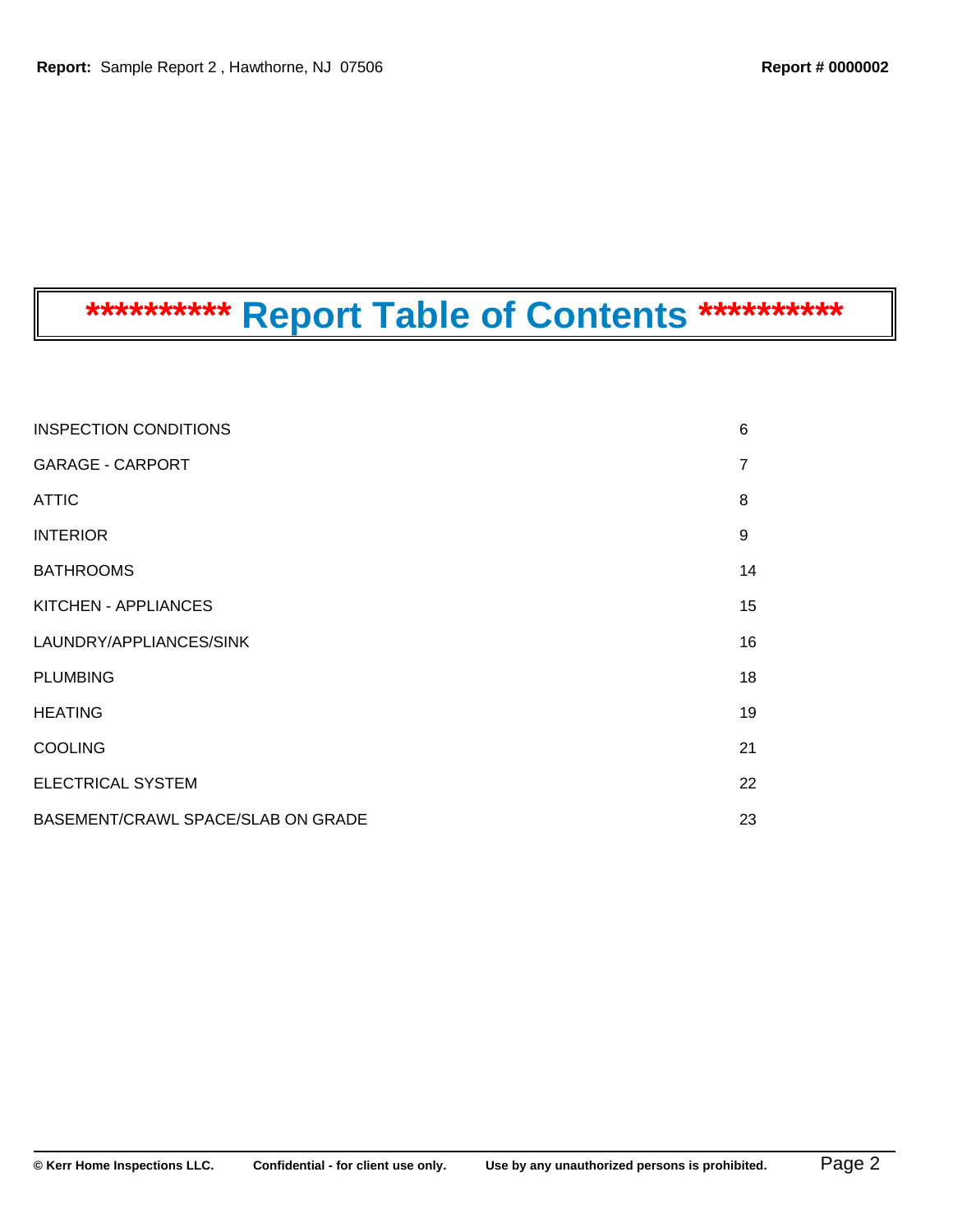# ********** Report Table of Contents **********

| | |
|---|---|
| INSPECTION CONDITIONS | 6 |
| GARAGE - CARPORT | 7 |
| ATTIC | 8 |
| INTERIOR | 9 |
| BATHROOMS | 14 |
| KITCHEN - APPLIANCES | 15 |
| LAUNDRY/APPLIANCES/SINK | 16 |
| PLUMBING | 18 |
| HEATING | 19 |
| COOLING | 21 |
| ELECTRICAL SYSTEM | 22 |
| BASEMENT/CRAWL SPACE/SLAB ON GRADE | 23 |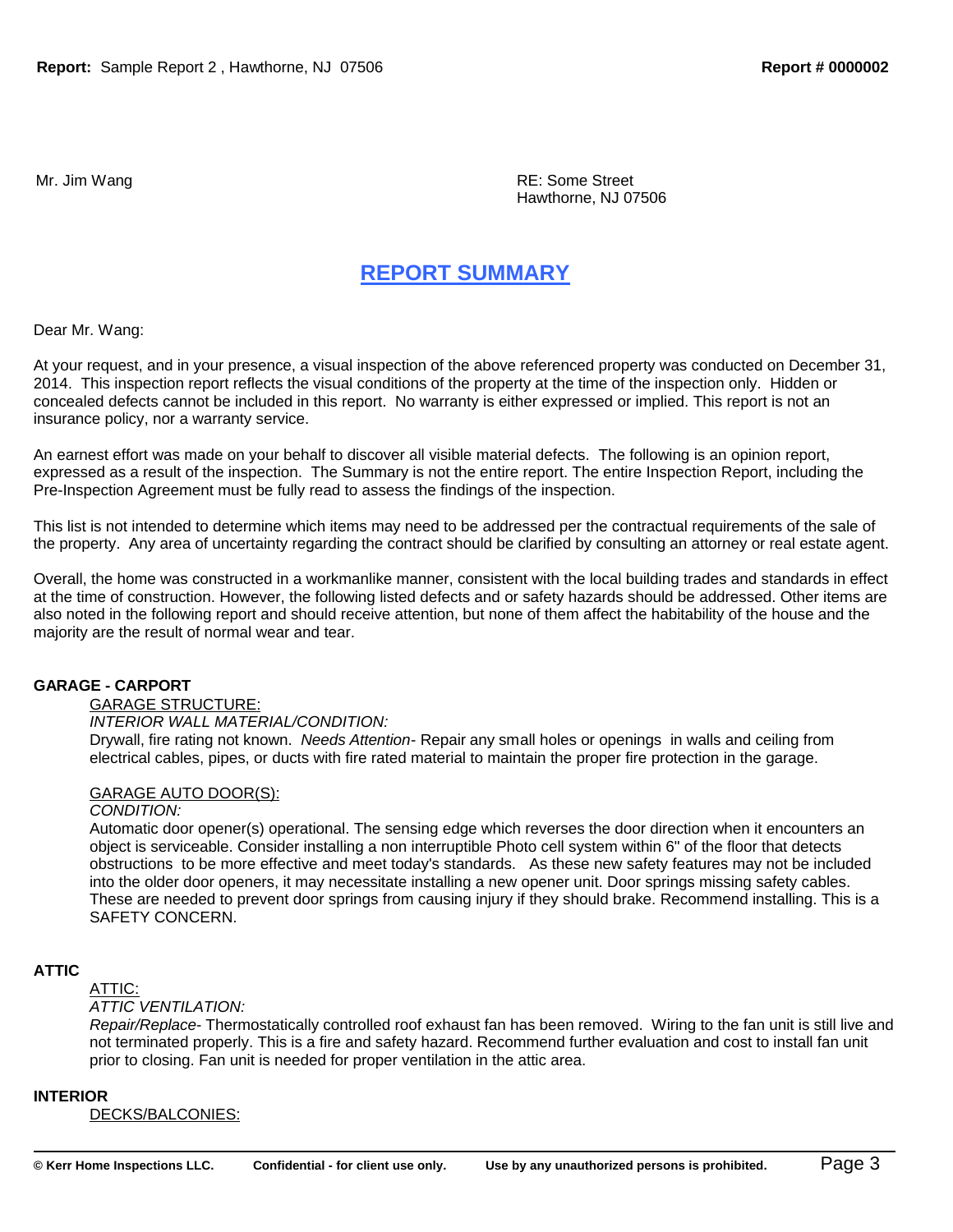Mr. Jim Wang

RE: Some Street
Hawthorne, NJ 07506

# REPORT SUMMARY

Dear Mr. Wang:

At your request, and in your presence, a visual inspection of the above referenced property was conducted on December 31, 2014. This inspection report reflects the visual conditions of the property at the time of the inspection only. Hidden or concealed defects cannot be included in this report. No warranty is either expressed or implied. This report is not an insurance policy, nor a warranty service.

An earnest effort was made on your behalf to discover all visible material defects. The following is an opinion report, expressed as a result of the inspection. The Summary is not the entire report. The entire Inspection Report, including the Pre-Inspection Agreement must be fully read to assess the findings of the inspection.

This list is not intended to determine which items may need to be addressed per the contractual requirements of the sale of the property. Any area of uncertainty regarding the contract should be clarified by consulting an attorney or real estate agent.

Overall, the home was constructed in a workmanlike manner, consistent with the local building trades and standards in effect at the time of construction. However, the following listed defects and or safety hazards should be addressed. Other items are also noted in the following report and should receive attention, but none of them affect the habitability of the house and the majority are the result of normal wear and tear.

**GARAGE - CARPORT**

GARAGE STRUCTURE:

*INTERIOR WALL MATERIAL/CONDITION:*

Drywall, fire rating not known. *Needs Attention*- Repair any small holes or openings in walls and ceiling from electrical cables, pipes, or ducts with fire rated material to maintain the proper fire protection in the garage.

GARAGE AUTO DOOR(S):

*CONDITION:*

Automatic door opener(s) operational. The sensing edge which reverses the door direction when it encounters an object is serviceable. Consider installing a non interruptible Photo cell system within 6" of the floor that detects obstructions to be more effective and meet today's standards. As these new safety features may not be included into the older door openers, it may necessitate installing a new opener unit. Door springs missing safety cables. These are needed to prevent door springs from causing injury if they should brake. Recommend installing. This is a SAFETY CONCERN.

**ATTIC**

ATTIC:

*ATTIC VENTILATION:*

*Repair/Replace*- Thermostatically controlled roof exhaust fan has been removed. Wiring to the fan unit is still live and not terminated properly. This is a fire and safety hazard. Recommend further evaluation and cost to install fan unit prior to closing. Fan unit is needed for proper ventilation in the attic area.

**INTERIOR**

DECKS/BALCONIES: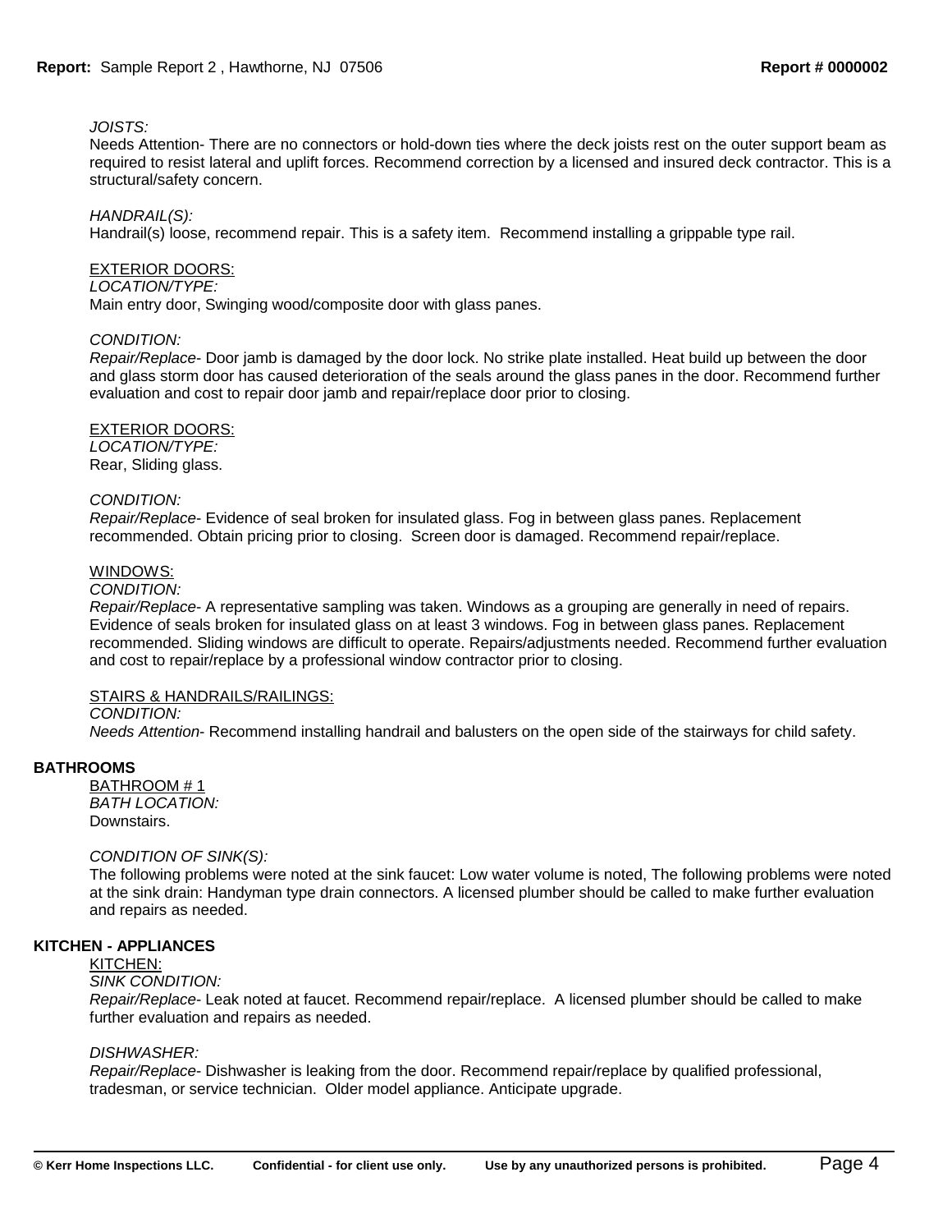*JOISTS:*
Needs Attention- There are no connectors or hold-down ties where the deck joists rest on the outer support beam as required to resist lateral and uplift forces. Recommend correction by a licensed and insured deck contractor. This is a structural/safety concern.

*HANDRAIL(S):*
Handrail(s) loose, recommend repair. This is a safety item.  Recommend installing a grippable type rail.

<u>EXTERIOR DOORS:</u>
*LOCATION/TYPE:*
Main entry door, Swinging wood/composite door with glass panes.

*CONDITION:*
*Repair/Replace*- Door jamb is damaged by the door lock. No strike plate installed. Heat build up between the door and glass storm door has caused deterioration of the seals around the glass panes in the door. Recommend further evaluation and cost to repair door jamb and repair/replace door prior to closing.

<u>EXTERIOR DOORS:</u>
*LOCATION/TYPE:*
Rear, Sliding glass.

*CONDITION:*
*Repair/Replace*- Evidence of seal broken for insulated glass. Fog in between glass panes. Replacement recommended. Obtain pricing prior to closing.  Screen door is damaged. Recommend repair/replace.

<u>WINDOWS:</u>
*CONDITION:*
*Repair/Replace*- A representative sampling was taken. Windows as a grouping are generally in need of repairs. Evidence of seals broken for insulated glass on at least 3 windows. Fog in between glass panes. Replacement recommended. Sliding windows are difficult to operate. Repairs/adjustments needed. Recommend further evaluation and cost to repair/replace by a professional window contractor prior to closing.

<u>STAIRS & HANDRAILS/RAILINGS:</u>
*CONDITION:*
*Needs Attention*- Recommend installing handrail and balusters on the open side of the stairways for child safety.

**BATHROOMS**

<u>BATHROOM # 1</u>
*BATH LOCATION:*
Downstairs.

*CONDITION OF SINK(S):*
The following problems were noted at the sink faucet: Low water volume is noted, The following problems were noted at the sink drain: Handyman type drain connectors. A licensed plumber should be called to make further evaluation and repairs as needed.

**KITCHEN - APPLIANCES**

<u>KITCHEN:</u>
*SINK CONDITION:*
*Repair/Replace*- Leak noted at faucet. Recommend repair/replace.  A licensed plumber should be called to make further evaluation and repairs as needed.

*DISHWASHER:*
*Repair/Replace*- Dishwasher is leaking from the door. Recommend repair/replace by qualified professional, tradesman, or service technician.  Older model appliance. Anticipate upgrade.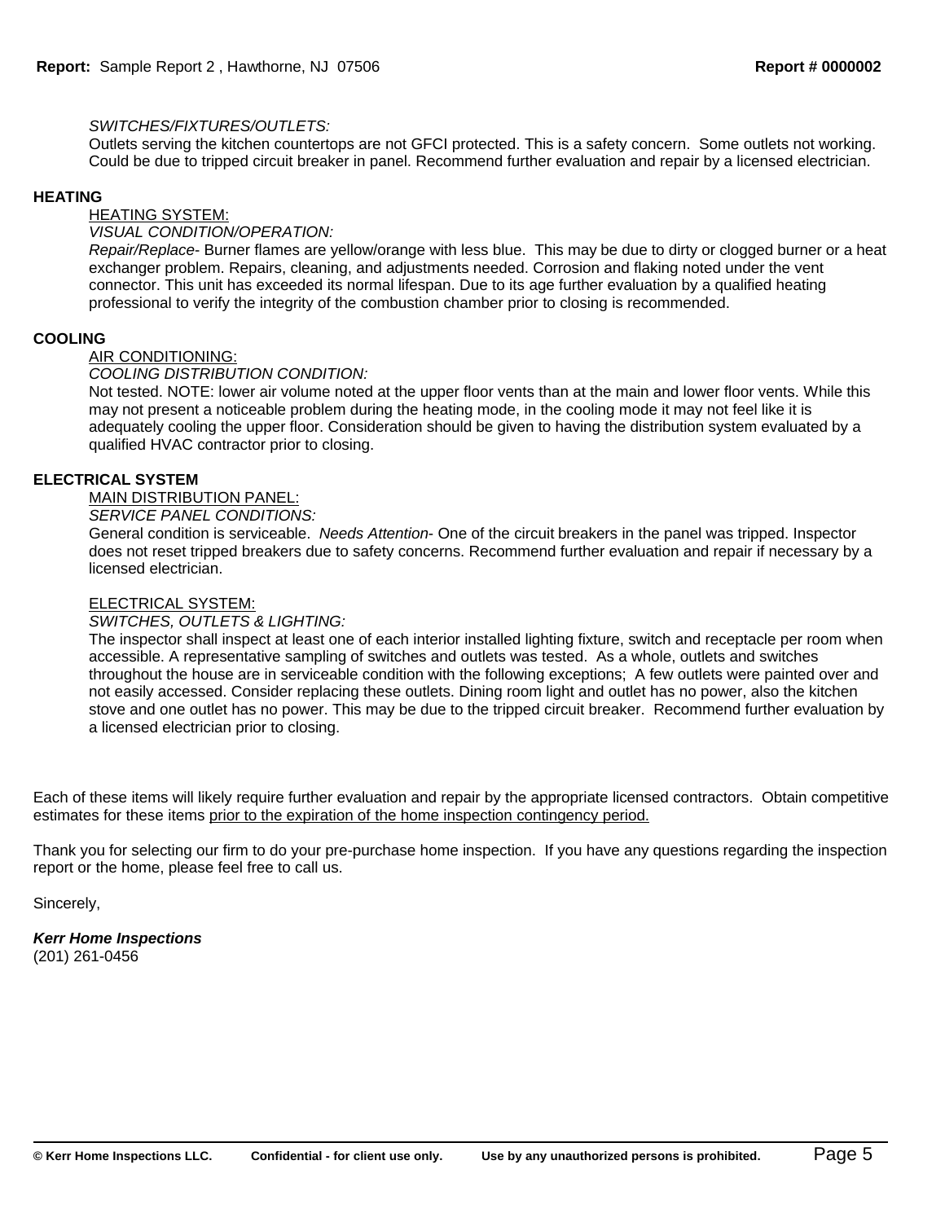*SWITCHES/FIXTURES/OUTLETS:*

Outlets serving the kitchen countertops are not GFCI protected. This is a safety concern. Some outlets not working. Could be due to tripped circuit breaker in panel. Recommend further evaluation and repair by a licensed electrician.

**HEATING**

HEATING SYSTEM:

*VISUAL CONDITION/OPERATION:*

*Repair/Replace*- Burner flames are yellow/orange with less blue. This may be due to dirty or clogged burner or a heat exchanger problem. Repairs, cleaning, and adjustments needed. Corrosion and flaking noted under the vent connector. This unit has exceeded its normal lifespan. Due to its age further evaluation by a qualified heating professional to verify the integrity of the combustion chamber prior to closing is recommended.

**COOLING**

AIR CONDITIONING:

*COOLING DISTRIBUTION CONDITION:*

Not tested. NOTE: lower air volume noted at the upper floor vents than at the main and lower floor vents. While this may not present a noticeable problem during the heating mode, in the cooling mode it may not feel like it is adequately cooling the upper floor. Consideration should be given to having the distribution system evaluated by a qualified HVAC contractor prior to closing.

**ELECTRICAL SYSTEM**

MAIN DISTRIBUTION PANEL:

*SERVICE PANEL CONDITIONS:*

General condition is serviceable. *Needs Attention*- One of the circuit breakers in the panel was tripped. Inspector does not reset tripped breakers due to safety concerns. Recommend further evaluation and repair if necessary by a licensed electrician.

ELECTRICAL SYSTEM:

*SWITCHES, OUTLETS & LIGHTING:*

The inspector shall inspect at least one of each interior installed lighting fixture, switch and receptacle per room when accessible. A representative sampling of switches and outlets was tested. As a whole, outlets and switches throughout the house are in serviceable condition with the following exceptions; A few outlets were painted over and not easily accessed. Consider replacing these outlets. Dining room light and outlet has no power, also the kitchen stove and one outlet has no power. This may be due to the tripped circuit breaker. Recommend further evaluation by a licensed electrician prior to closing.

Each of these items will likely require further evaluation and repair by the appropriate licensed contractors. Obtain competitive estimates for these items prior to the expiration of the home inspection contingency period.

Thank you for selecting our firm to do your pre-purchase home inspection. If you have any questions regarding the inspection report or the home, please feel free to call us.

Sincerely,

***Kerr Home Inspections***
(201) 261-0456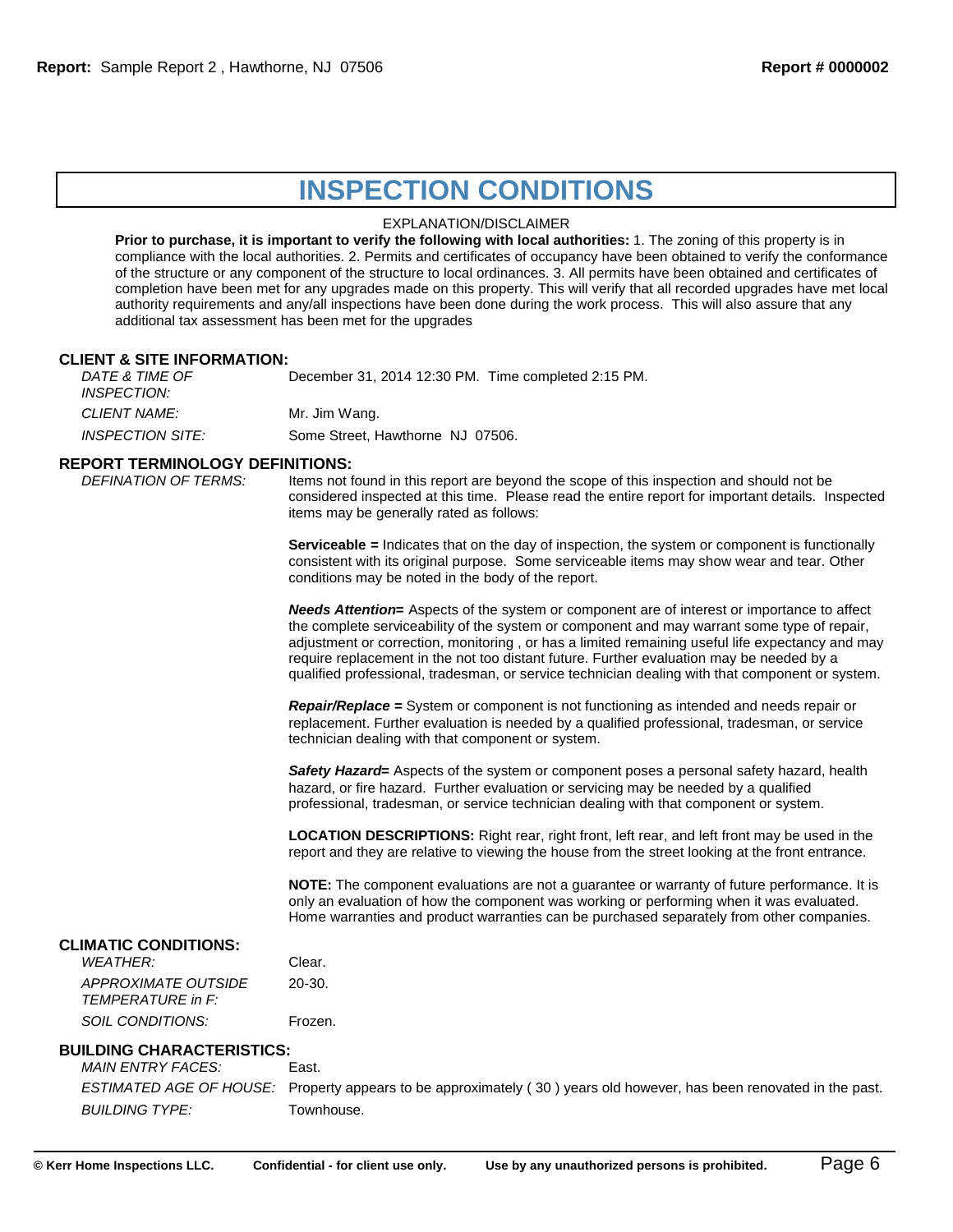# INSPECTION CONDITIONS

EXPLANATION/DISCLAIMER

**Prior to purchase, it is important to verify the following with local authorities:** 1. The zoning of this property is in compliance with the local authorities. 2. Permits and certificates of occupancy have been obtained to verify the conformance of the structure or any component of the structure to local ordinances. 3. All permits have been obtained and certificates of completion have been met for any upgrades made on this property. This will verify that all recorded upgrades have met local authority requirements and any/all inspections have been done during the work process. This will also assure that any additional tax assessment has been met for the upgrades

## CLIENT & SITE INFORMATION:

*DATE & TIME OF INSPECTION:* December 31, 2014 12:30 PM. Time completed 2:15 PM.

*CLIENT NAME:* Mr. Jim Wang.

*INSPECTION SITE:* Some Street, Hawthorne NJ 07506.

## REPORT TERMINOLOGY DEFINITIONS:

*DEFINATION OF TERMS:* Items not found in this report are beyond the scope of this inspection and should not be considered inspected at this time. Please read the entire report for important details. Inspected items may be generally rated as follows:

**Serviceable =** Indicates that on the day of inspection, the system or component is functionally consistent with its original purpose. Some serviceable items may show wear and tear. Other conditions may be noted in the body of the report.

***Needs Attention*=** Aspects of the system or component are of interest or importance to affect the complete serviceability of the system or component and may warrant some type of repair, adjustment or correction, monitoring , or has a limited remaining useful life expectancy and may require replacement in the not too distant future. Further evaluation may be needed by a qualified professional, tradesman, or service technician dealing with that component or system.

***Repair/Replace* =** System or component is not functioning as intended and needs repair or replacement. Further evaluation is needed by a qualified professional, tradesman, or service technician dealing with that component or system.

***Safety Hazard*=** Aspects of the system or component poses a personal safety hazard, health hazard, or fire hazard. Further evaluation or servicing may be needed by a qualified professional, tradesman, or service technician dealing with that component or system.

**LOCATION DESCRIPTIONS:** Right rear, right front, left rear, and left front may be used in the report and they are relative to viewing the house from the street looking at the front entrance.

**NOTE:** The component evaluations are not a guarantee or warranty of future performance. It is only an evaluation of how the component was working or performing when it was evaluated. Home warranties and product warranties can be purchased separately from other companies.

## CLIMATIC CONDITIONS:

*WEATHER:* Clear.

*APPROXIMATE OUTSIDE TEMPERATURE in F:* 20-30.

*SOIL CONDITIONS:* Frozen.

## BUILDING CHARACTERISTICS:

*MAIN ENTRY FACES:* East.

*ESTIMATED AGE OF HOUSE:* Property appears to be approximately ( 30 ) years old however, has been renovated in the past.

*BUILDING TYPE:* Townhouse.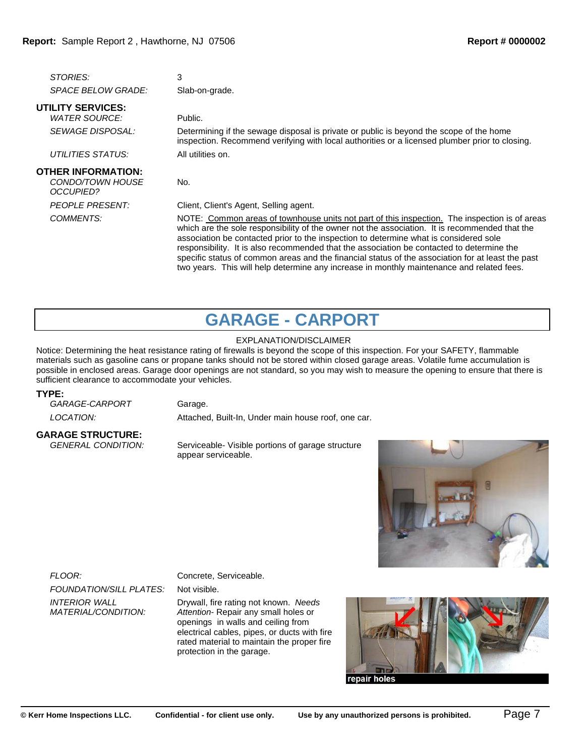| | |
|---|---|
| *STORIES:* | 3 |
| *SPACE BELOW GRADE:* | Slab-on-grade. |

**UTILITY SERVICES:**

| | |
|---|---|
| *WATER SOURCE:* | Public. |
| *SEWAGE DISPOSAL:* | Determining if the sewage disposal is private or public is beyond the scope of the home inspection. Recommend verifying with local authorities or a licensed plumber prior to closing. |
| *UTILITIES STATUS:* | All utilities on. |

**OTHER INFORMATION:**

| | |
|---|---|
| *CONDO/TOWN HOUSE OCCUPIED?* | No. |
| *PEOPLE PRESENT:* | Client, Client's Agent, Selling agent. |
| *COMMENTS:* | NOTE: Common areas of townhouse units not part of this inspection. The inspection is of areas which are the sole responsibility of the owner not the association. It is recommended that the association be contacted prior to the inspection to determine what is considered sole responsibility. It is also recommended that the association be contacted to determine the specific status of common areas and the financial status of the association for at least the past two years. This will help determine any increase in monthly maintenance and related fees. |

# GARAGE - CARPORT

EXPLANATION/DISCLAIMER

Notice: Determining the heat resistance rating of firewalls is beyond the scope of this inspection. For your SAFETY, flammable materials such as gasoline cans or propane tanks should not be stored within closed garage areas. Volatile fume accumulation is possible in enclosed areas. Garage door openings are not standard, so you may wish to measure the opening to ensure that there is sufficient clearance to accommodate your vehicles.

**TYPE:**

| | |
|---|---|
| *GARAGE-CARPORT* | Garage. |
| *LOCATION:* | Attached, Built-In, Under main house roof, one car. |

**GARAGE STRUCTURE:**

| | |
|---|---|
| *GENERAL CONDITION:* | Serviceable- Visible portions of garage structure appear serviceable. |
| *FLOOR:* | Concrete, Serviceable. |
| *FOUNDATION/SILL PLATES:* | Not visible. |
| *INTERIOR WALL MATERIAL/CONDITION:* | Drywall, fire rating not known. *Needs Attention*- Repair any small holes or openings in walls and ceiling from electrical cables, pipes, or ducts with fire rated material to maintain the proper fire protection in the garage. |

repair holes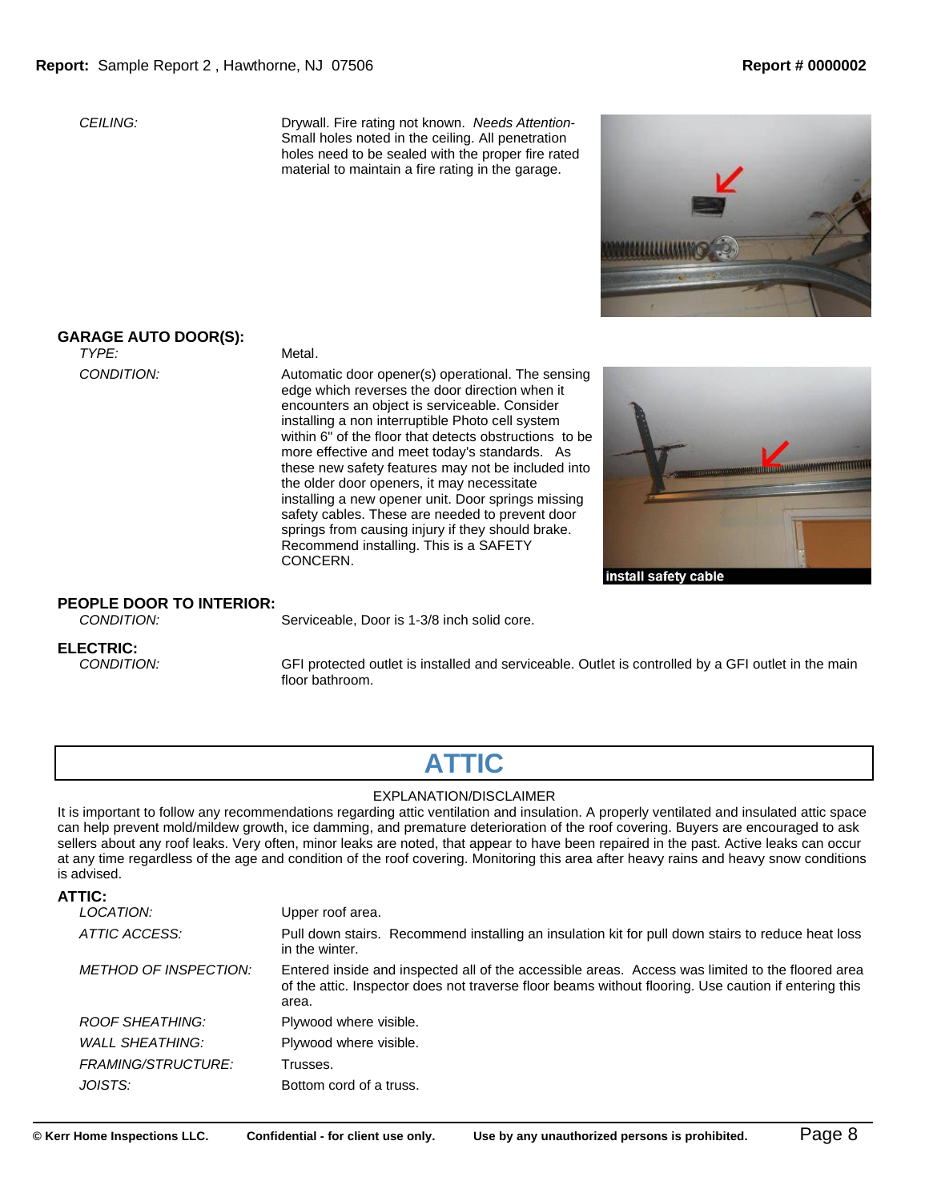*CEILING:* Drywall. Fire rating not known. *Needs Attention-* Small holes noted in the ceiling. All penetration holes need to be sealed with the proper fire rated material to maintain a fire rating in the garage.

**GARAGE AUTO DOOR(S):**

*TYPE:* Metal.

*CONDITION:* Automatic door opener(s) operational. The sensing edge which reverses the door direction when it encounters an object is serviceable. Consider installing a non interruptible Photo cell system within 6" of the floor that detects obstructions to be more effective and meet today's standards. As these new safety features may not be included into the older door openers, it may necessitate installing a new opener unit. Door springs missing safety cables. These are needed to prevent door springs from causing injury if they should brake. Recommend installing. This is a SAFETY CONCERN.

install safety cable

**PEOPLE DOOR TO INTERIOR:**

*CONDITION:* Serviceable, Door is 1-3/8 inch solid core.

**ELECTRIC:**

*CONDITION:* GFI protected outlet is installed and serviceable. Outlet is controlled by a GFI outlet in the main floor bathroom.

# ATTIC

EXPLANATION/DISCLAIMER

It is important to follow any recommendations regarding attic ventilation and insulation. A properly ventilated and insulated attic space can help prevent mold/mildew growth, ice damming, and premature deterioration of the roof covering. Buyers are encouraged to ask sellers about any roof leaks. Very often, minor leaks are noted, that appear to have been repaired in the past. Active leaks can occur at any time regardless of the age and condition of the roof covering. Monitoring this area after heavy rains and heavy snow conditions is advised.

**ATTIC:**

*LOCATION:* Upper roof area.

*ATTIC ACCESS:* Pull down stairs. Recommend installing an insulation kit for pull down stairs to reduce heat loss in the winter.

*METHOD OF INSPECTION:* Entered inside and inspected all of the accessible areas. Access was limited to the floored area of the attic. Inspector does not traverse floor beams without flooring. Use caution if entering this area.

*ROOF SHEATHING:* Plywood where visible.

*WALL SHEATHING:* Plywood where visible.

*FRAMING/STRUCTURE:* Trusses.

*JOISTS:* Bottom cord of a truss.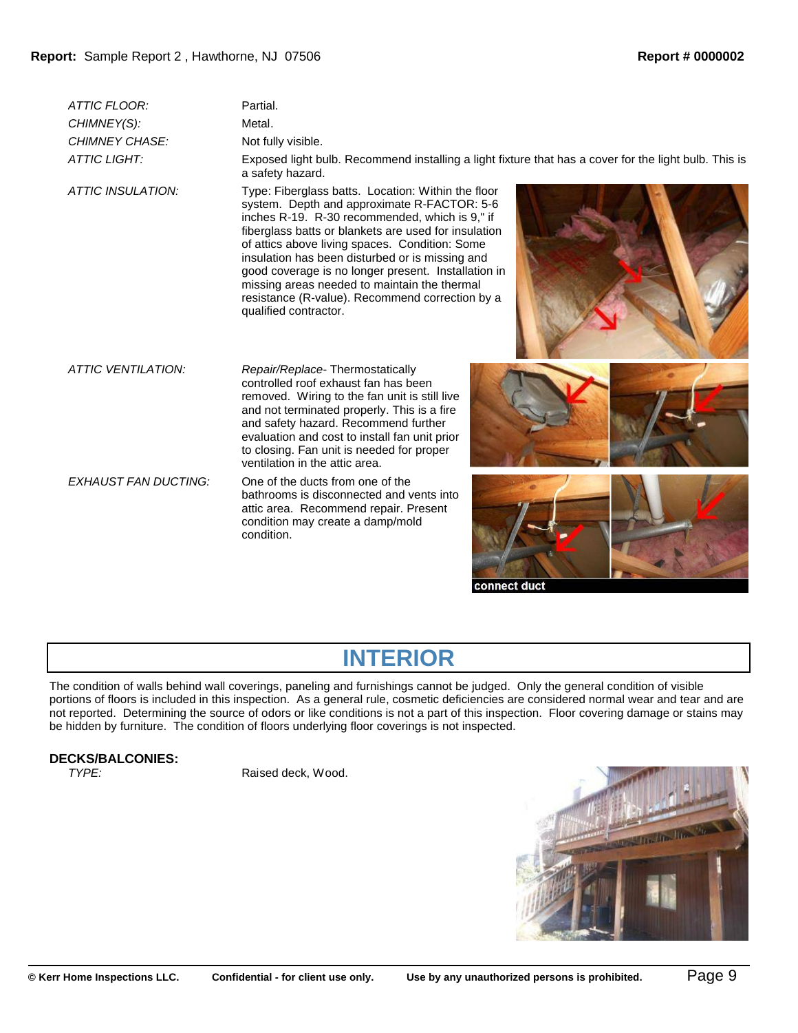| | |
|---|---|
| *ATTIC FLOOR:* | Partial. |
| *CHIMNEY(S):* | Metal. |
| *CHIMNEY CHASE:* | Not fully visible. |
| *ATTIC LIGHT:* | Exposed light bulb. Recommend installing a light fixture that has a cover for the light bulb. This is a safety hazard. |
| *ATTIC INSULATION:* | Type: Fiberglass batts. Location: Within the floor system. Depth and approximate R-FACTOR: 5-6 inches R-19. R-30 recommended, which is 9," if fiberglass batts or blankets are used for insulation of attics above living spaces. Condition: Some insulation has been disturbed or is missing and good coverage is no longer present. Installation in missing areas needed to maintain the thermal resistance (R-value). Recommend correction by a qualified contractor. |
| *ATTIC VENTILATION:* | *Repair/Replace*- Thermostatically controlled roof exhaust fan has been removed. Wiring to the fan unit is still live and not terminated properly. This is a fire and safety hazard. Recommend further evaluation and cost to install fan unit prior to closing. Fan unit is needed for proper ventilation in the attic area. |
| *EXHAUST FAN DUCTING:* | One of the ducts from one of the bathrooms is disconnected and vents into attic area. Recommend repair. Present condition may create a damp/mold condition. |

connect duct

# INTERIOR

The condition of walls behind wall coverings, paneling and furnishings cannot be judged. Only the general condition of visible portions of floors is included in this inspection. As a general rule, cosmetic deficiencies are considered normal wear and tear and are not reported. Determining the source of odors or like conditions is not a part of this inspection. Floor covering damage or stains may be hidden by furniture. The condition of floors underlying floor coverings is not inspected.

## DECKS/BALCONIES:

| | |
|---|---|
| *TYPE:* | Raised deck, Wood. |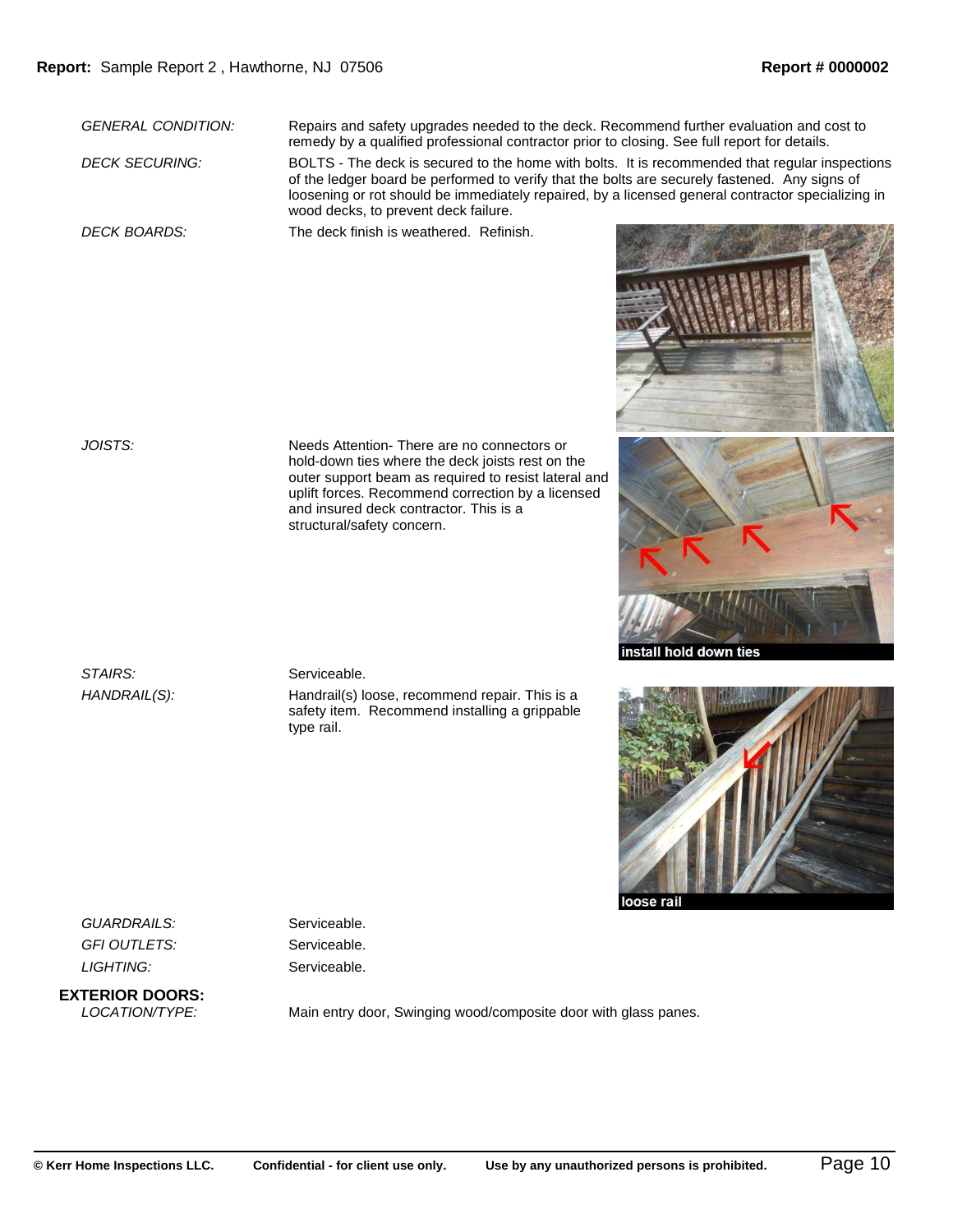*GENERAL CONDITION:* Repairs and safety upgrades needed to the deck. Recommend further evaluation and cost to remedy by a qualified professional contractor prior to closing. See full report for details.

*DECK SECURING:* BOLTS - The deck is secured to the home with bolts. It is recommended that regular inspections of the ledger board be performed to verify that the bolts are securely fastened. Any signs of loosening or rot should be immediately repaired, by a licensed general contractor specializing in wood decks, to prevent deck failure.

*DECK BOARDS:* The deck finish is weathered. Refinish.

*JOISTS:* Needs Attention- There are no connectors or hold-down ties where the deck joists rest on the outer support beam as required to resist lateral and uplift forces. Recommend correction by a licensed and insured deck contractor. This is a structural/safety concern.

install hold down ties

*STAIRS:* Serviceable.

*HANDRAIL(S):* Handrail(s) loose, recommend repair. This is a safety item. Recommend installing a grippable type rail.

loose rail

*GUARDRAILS:* Serviceable.

*GFI OUTLETS:* Serviceable.

*LIGHTING:* Serviceable.

**EXTERIOR DOORS:**

*LOCATION/TYPE:* Main entry door, Swinging wood/composite door with glass panes.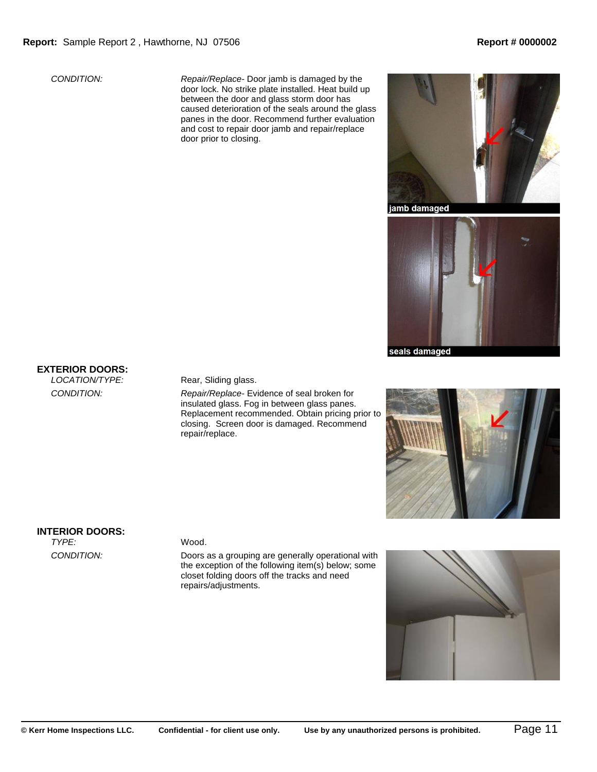*CONDITION:* *Repair/Replace*- Door jamb is damaged by the door lock. No strike plate installed. Heat build up between the door and glass storm door has caused deterioration of the seals around the glass panes in the door. Recommend further evaluation and cost to repair door jamb and repair/replace door prior to closing.

jamb damaged

seals damaged

**EXTERIOR DOORS:**

*LOCATION/TYPE:* Rear, Sliding glass.

*CONDITION:* *Repair/Replace*- Evidence of seal broken for insulated glass. Fog in between glass panes. Replacement recommended. Obtain pricing prior to closing. Screen door is damaged. Recommend repair/replace.

**INTERIOR DOORS:**

*TYPE:* Wood.

*CONDITION:* Doors as a grouping are generally operational with the exception of the following item(s) below; some closet folding doors off the tracks and need repairs/adjustments.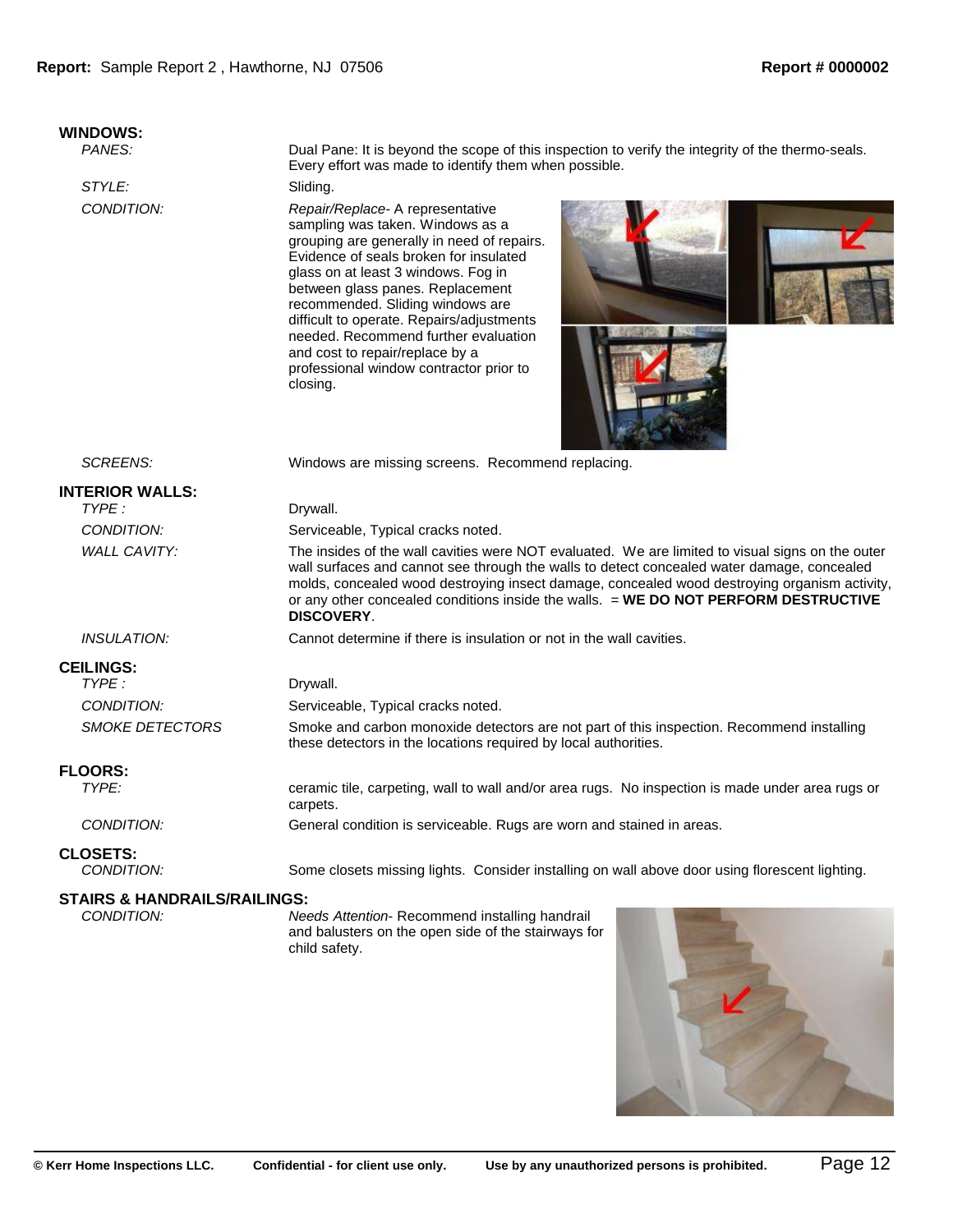## WINDOWS:

*PANES:* Dual Pane: It is beyond the scope of this inspection to verify the integrity of the thermo-seals. Every effort was made to identify them when possible.

*STYLE:* Sliding.

*CONDITION:* *Repair/Replace*- A representative sampling was taken. Windows as a grouping are generally in need of repairs. Evidence of seals broken for insulated glass on at least 3 windows. Fog in between glass panes. Replacement recommended. Sliding windows are difficult to operate. Repairs/adjustments needed. Recommend further evaluation and cost to repair/replace by a professional window contractor prior to closing.

*SCREENS:* Windows are missing screens. Recommend replacing.

## INTERIOR WALLS:

*TYPE :* Drywall.

*CONDITION:* Serviceable, Typical cracks noted.

*WALL CAVITY:* The insides of the wall cavities were NOT evaluated. We are limited to visual signs on the outer wall surfaces and cannot see through the walls to detect concealed water damage, concealed molds, concealed wood destroying insect damage, concealed wood destroying organism activity, or any other concealed conditions inside the walls. = **WE DO NOT PERFORM DESTRUCTIVE DISCOVERY**.

*INSULATION:* Cannot determine if there is insulation or not in the wall cavities.

## CEILINGS:

*TYPE :* Drywall.

*CONDITION:* Serviceable, Typical cracks noted.

*SMOKE DETECTORS* Smoke and carbon monoxide detectors are not part of this inspection. Recommend installing these detectors in the locations required by local authorities.

## FLOORS:

*TYPE:* ceramic tile, carpeting, wall to wall and/or area rugs. No inspection is made under area rugs or carpets.

*CONDITION:* General condition is serviceable. Rugs are worn and stained in areas.

## CLOSETS:

*CONDITION:* Some closets missing lights. Consider installing on wall above door using florescent lighting.

## STAIRS & HANDRAILS/RAILINGS:

*CONDITION:* *Needs Attention*- Recommend installing handrail and balusters on the open side of the stairways for child safety.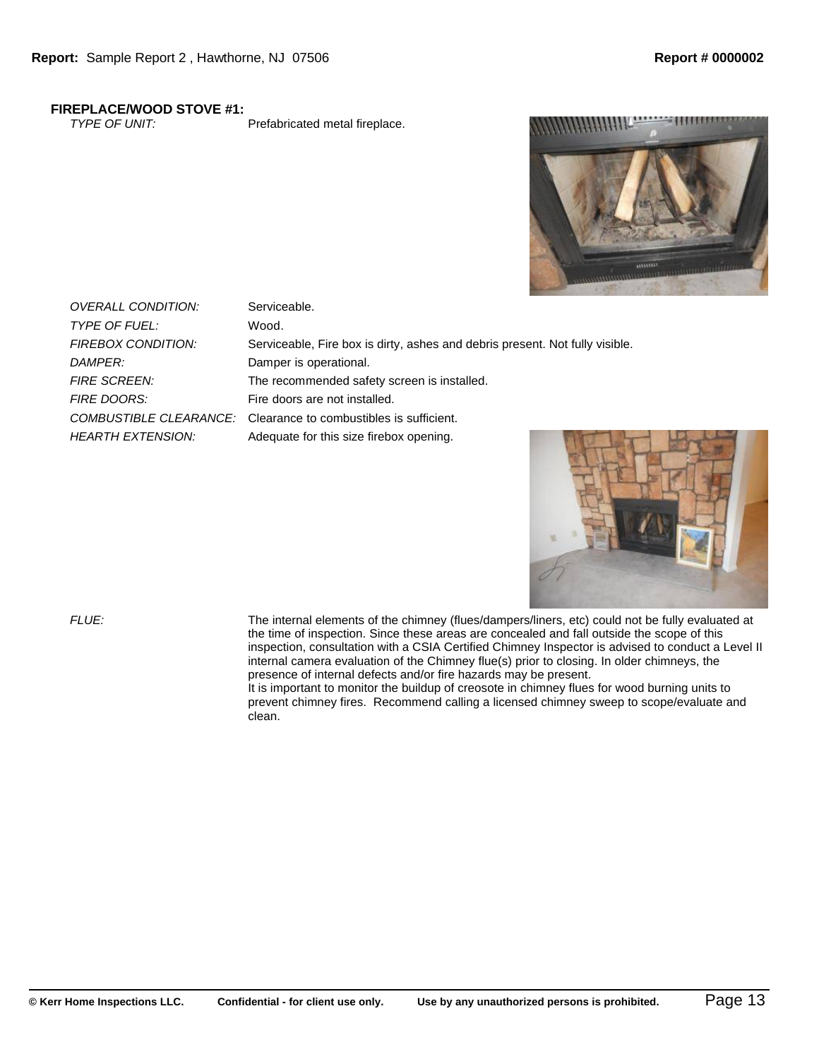**FIREPLACE/WOOD STOVE #1:**

*TYPE OF UNIT:* Prefabricated metal fireplace.

*OVERALL CONDITION:* Serviceable.

*TYPE OF FUEL:* Wood.

*FIREBOX CONDITION:* Serviceable, Fire box is dirty, ashes and debris present. Not fully visible.

*DAMPER:* Damper is operational.

*FIRE SCREEN:* The recommended safety screen is installed.

*FIRE DOORS:* Fire doors are not installed.

*COMBUSTIBLE CLEARANCE:* Clearance to combustibles is sufficient.

*HEARTH EXTENSION:* Adequate for this size firebox opening.

*FLUE:* The internal elements of the chimney (flues/dampers/liners, etc) could not be fully evaluated at the time of inspection. Since these areas are concealed and fall outside the scope of this inspection, consultation with a CSIA Certified Chimney Inspector is advised to conduct a Level II internal camera evaluation of the Chimney flue(s) prior to closing. In older chimneys, the presence of internal defects and/or fire hazards may be present.
It is important to monitor the buildup of creosote in chimney flues for wood burning units to prevent chimney fires. Recommend calling a licensed chimney sweep to scope/evaluate and clean.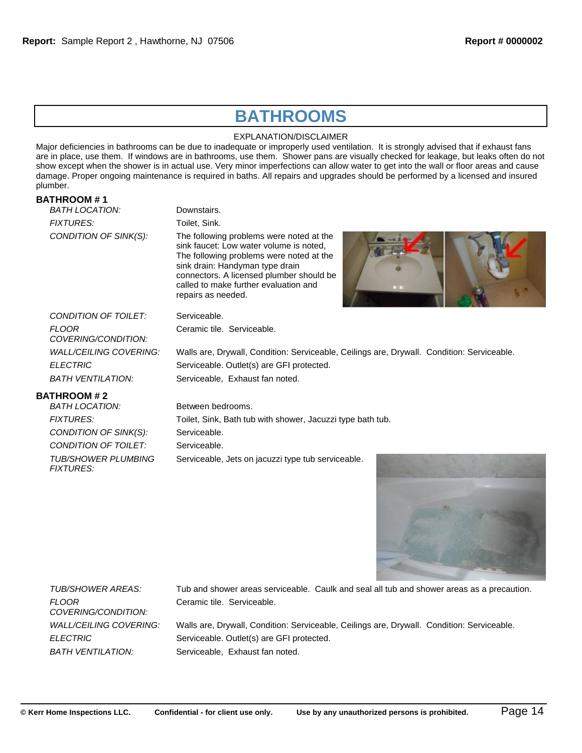# BATHROOMS

EXPLANATION/DISCLAIMER

Major deficiencies in bathrooms can be due to inadequate or improperly used ventilation. It is strongly advised that if exhaust fans are in place, use them. If windows are in bathrooms, use them. Shower pans are visually checked for leakage, but leaks often do not show except when the shower is in actual use. Very minor imperfections can allow water to get into the wall or floor areas and cause damage. Proper ongoing maintenance is required in baths. All repairs and upgrades should be performed by a licensed and insured plumber.

## BATHROOM # 1

*BATH LOCATION:* Downstairs.

*FIXTURES:* Toilet, Sink.

*CONDITION OF SINK(S):* The following problems were noted at the sink faucet: Low water volume is noted, The following problems were noted at the sink drain: Handyman type drain connectors. A licensed plumber should be called to make further evaluation and repairs as needed.

*CONDITION OF TOILET:* Serviceable.

*FLOOR COVERING/CONDITION:* Ceramic tile. Serviceable.

*WALL/CEILING COVERING:* Walls are, Drywall, Condition: Serviceable, Ceilings are, Drywall. Condition: Serviceable.

*ELECTRIC* Serviceable. Outlet(s) are GFI protected.

*BATH VENTILATION:* Serviceable, Exhaust fan noted.

## BATHROOM # 2

*BATH LOCATION:* Between bedrooms.

*FIXTURES:* Toilet, Sink, Bath tub with shower, Jacuzzi type bath tub.

*CONDITION OF SINK(S):* Serviceable.

*CONDITION OF TOILET:* Serviceable.

*TUB/SHOWER PLUMBING FIXTURES:* Serviceable, Jets on jacuzzi type tub serviceable.

*TUB/SHOWER AREAS:* Tub and shower areas serviceable. Caulk and seal all tub and shower areas as a precaution.

*FLOOR COVERING/CONDITION:* Ceramic tile. Serviceable.

*WALL/CEILING COVERING:* Walls are, Drywall, Condition: Serviceable, Ceilings are, Drywall. Condition: Serviceable.

*ELECTRIC* Serviceable. Outlet(s) are GFI protected.

*BATH VENTILATION:* Serviceable, Exhaust fan noted.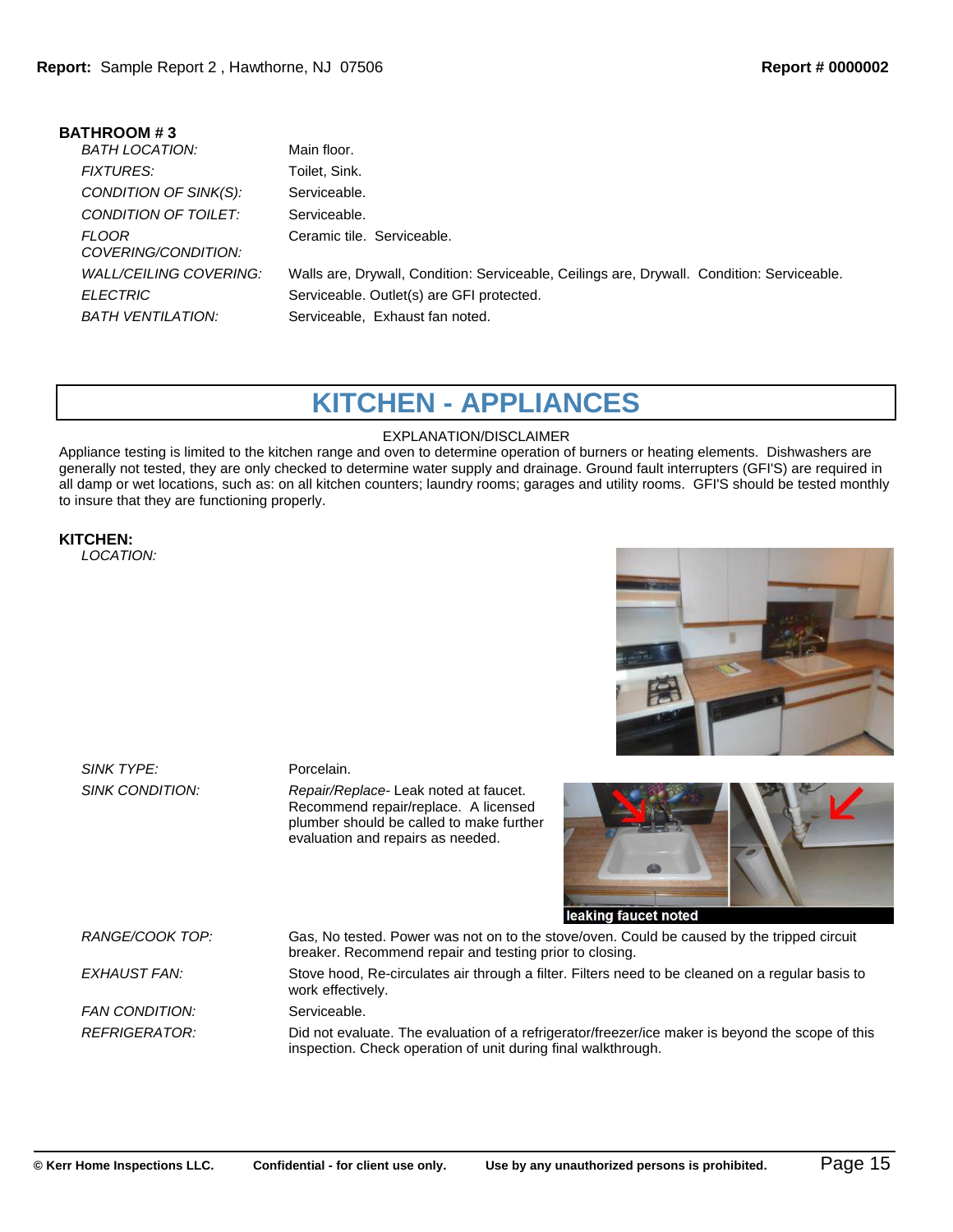### BATHROOM # 3

| | |
|---|---|
| *BATH LOCATION:* | Main floor. |
| *FIXTURES:* | Toilet, Sink. |
| *CONDITION OF SINK(S):* | Serviceable. |
| *CONDITION OF TOILET:* | Serviceable. |
| *FLOOR COVERING/CONDITION:* | Ceramic tile. Serviceable. |
| *WALL/CEILING COVERING:* | Walls are, Drywall, Condition: Serviceable, Ceilings are, Drywall. Condition: Serviceable. |
| *ELECTRIC* | Serviceable. Outlet(s) are GFI protected. |
| *BATH VENTILATION:* | Serviceable, Exhaust fan noted. |

# KITCHEN - APPLIANCES

EXPLANATION/DISCLAIMER

Appliance testing is limited to the kitchen range and oven to determine operation of burners or heating elements. Dishwashers are generally not tested, they are only checked to determine water supply and drainage. Ground fault interrupters (GFI'S) are required in all damp or wet locations, such as: on all kitchen counters; laundry rooms; garages and utility rooms. GFI'S should be tested monthly to insure that they are functioning properly.

### KITCHEN:

| | |
|---|---|
| *LOCATION:* | |
| *SINK TYPE:* | Porcelain. |
| *SINK CONDITION:* | *Repair/Replace*- Leak noted at faucet. Recommend repair/replace. A licensed plumber should be called to make further evaluation and repairs as needed. |

leaking faucet noted

| | |
|---|---|
| *RANGE/COOK TOP:* | Gas, No tested. Power was not on to the stove/oven. Could be caused by the tripped circuit breaker. Recommend repair and testing prior to closing. |
| *EXHAUST FAN:* | Stove hood, Re-circulates air through a filter. Filters need to be cleaned on a regular basis to work effectively. |
| *FAN CONDITION:* | Serviceable. |
| *REFRIGERATOR:* | Did not evaluate. The evaluation of a refrigerator/freezer/ice maker is beyond the scope of this inspection. Check operation of unit during final walkthrough. |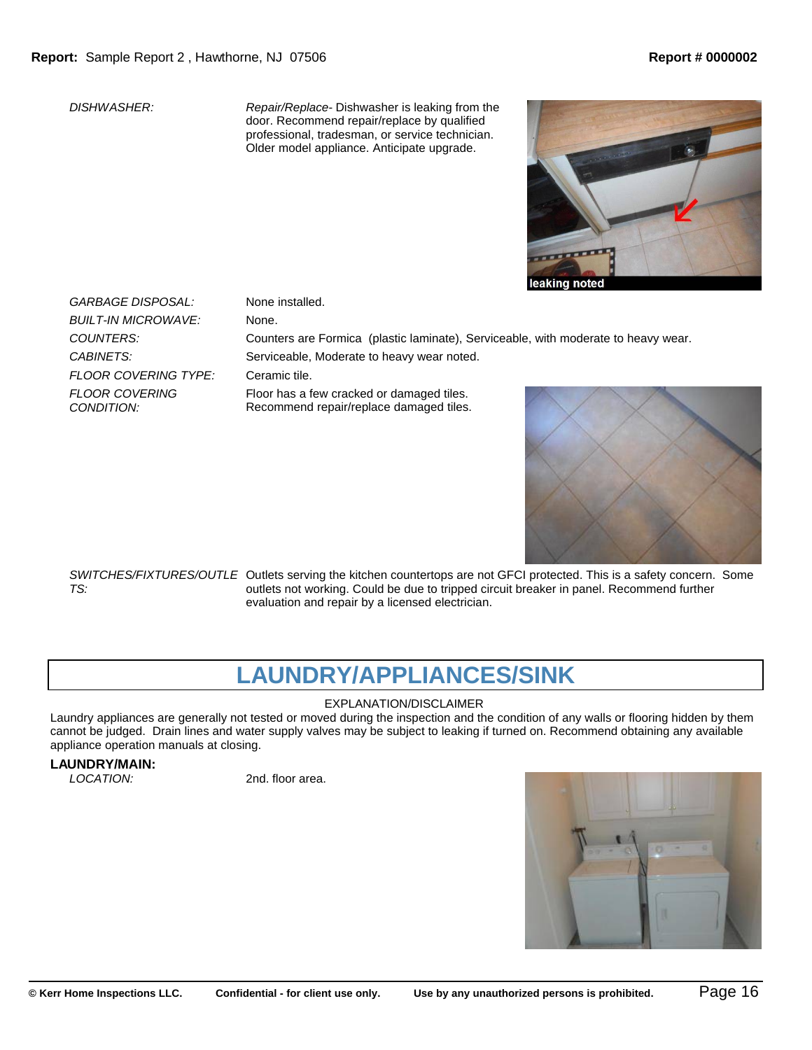| | |
|---|---|
| *DISHWASHER:* | *Repair/Replace*- Dishwasher is leaking from the door. Recommend repair/replace by qualified professional, tradesman, or service technician. Older model appliance. Anticipate upgrade. |

leaking noted

| | |
|---|---|
| *GARBAGE DISPOSAL:* | None installed. |
| *BUILT-IN MICROWAVE:* | None. |
| *COUNTERS:* | Counters are Formica (plastic laminate), Serviceable, with moderate to heavy wear. |
| *CABINETS:* | Serviceable, Moderate to heavy wear noted. |
| *FLOOR COVERING TYPE:* | Ceramic tile. |
| *FLOOR COVERING CONDITION:* | Floor has a few cracked or damaged tiles. Recommend repair/replace damaged tiles. |
| *SWITCHES/FIXTURES/OUTLETS:* | Outlets serving the kitchen countertops are not GFCI protected. This is a safety concern. Some outlets not working. Could be due to tripped circuit breaker in panel. Recommend further evaluation and repair by a licensed electrician. |

# LAUNDRY/APPLIANCES/SINK

EXPLANATION/DISCLAIMER

Laundry appliances are generally not tested or moved during the inspection and the condition of any walls or flooring hidden by them cannot be judged. Drain lines and water supply valves may be subject to leaking if turned on. Recommend obtaining any available appliance operation manuals at closing.

**LAUNDRY/MAIN:**

| | |
|---|---|
| *LOCATION:* | 2nd. floor area. |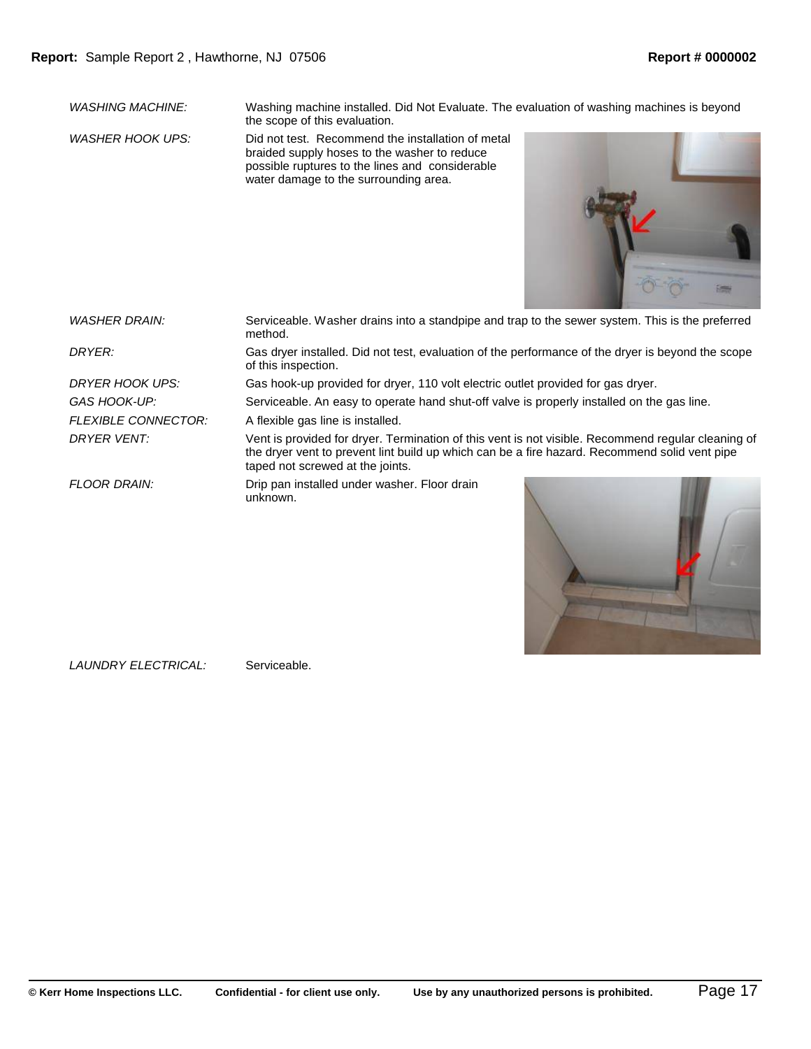| | |
|---|---|
| *WASHING MACHINE:* | Washing machine installed. Did Not Evaluate. The evaluation of washing machines is beyond the scope of this evaluation. |
| *WASHER HOOK UPS:* | Did not test. Recommend the installation of metal braided supply hoses to the washer to reduce possible ruptures to the lines and considerable water damage to the surrounding area. |
| *WASHER DRAIN:* | Serviceable. Washer drains into a standpipe and trap to the sewer system. This is the preferred method. |
| *DRYER:* | Gas dryer installed. Did not test, evaluation of the performance of the dryer is beyond the scope of this inspection. |
| *DRYER HOOK UPS:* | Gas hook-up provided for dryer, 110 volt electric outlet provided for gas dryer. |
| *GAS HOOK-UP:* | Serviceable. An easy to operate hand shut-off valve is properly installed on the gas line. |
| *FLEXIBLE CONNECTOR:* | A flexible gas line is installed. |
| *DRYER VENT:* | Vent is provided for dryer. Termination of this vent is not visible. Recommend regular cleaning of the dryer vent to prevent lint build up which can be a fire hazard. Recommend solid vent pipe taped not screwed at the joints. |
| *FLOOR DRAIN:* | Drip pan installed under washer. Floor drain unknown. |
| *LAUNDRY ELECTRICAL:* | Serviceable. |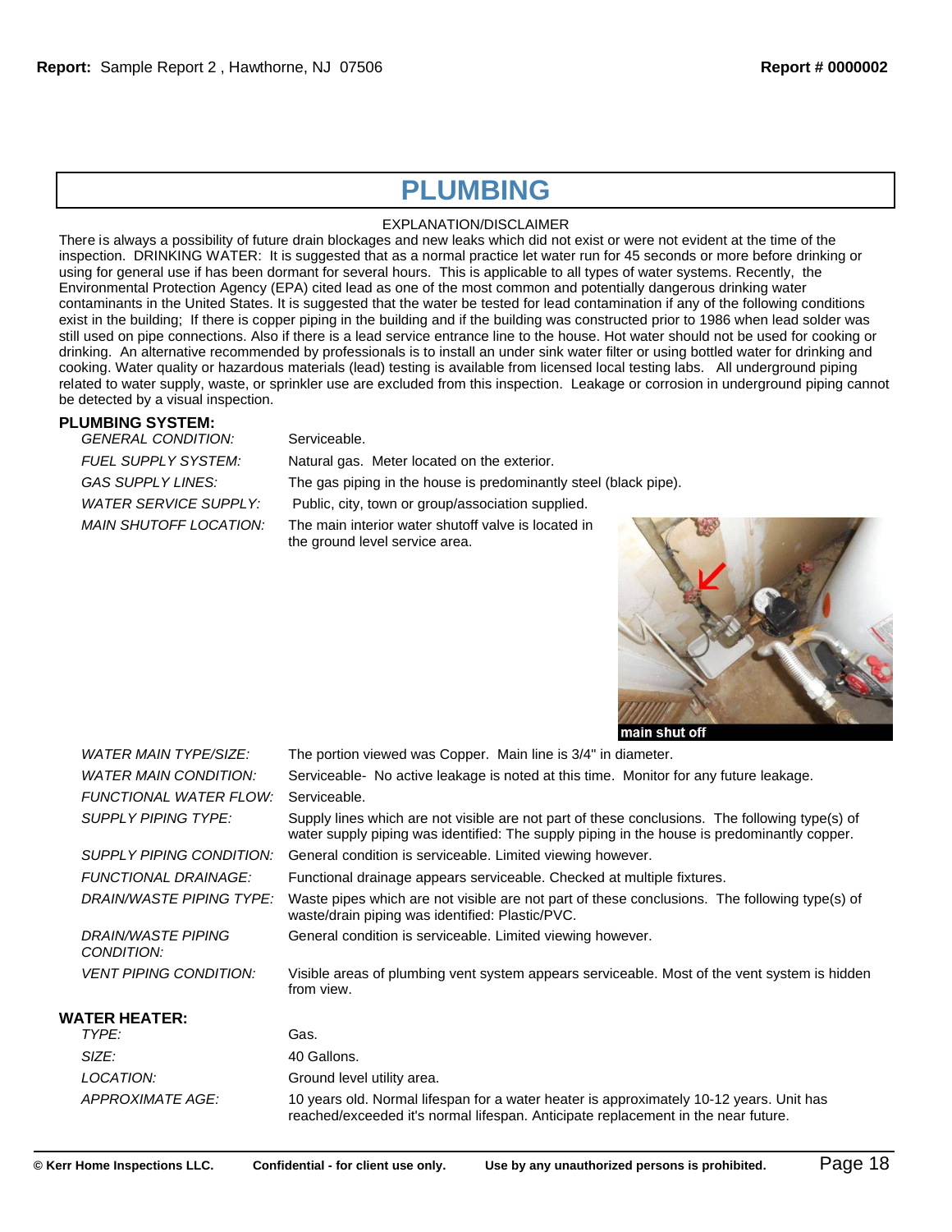# PLUMBING

EXPLANATION/DISCLAIMER

There is always a possibility of future drain blockages and new leaks which did not exist or were not evident at the time of the inspection. DRINKING WATER: It is suggested that as a normal practice let water run for 45 seconds or more before drinking or using for general use if has been dormant for several hours. This is applicable to all types of water systems. Recently, the Environmental Protection Agency (EPA) cited lead as one of the most common and potentially dangerous drinking water contaminants in the United States. It is suggested that the water be tested for lead contamination if any of the following conditions exist in the building; If there is copper piping in the building and if the building was constructed prior to 1986 when lead solder was still used on pipe connections. Also if there is a lead service entrance line to the house. Hot water should not be used for cooking or drinking. An alternative recommended by professionals is to install an under sink water filter or using bottled water for drinking and cooking. Water quality or hazardous materials (lead) testing is available from licensed local testing labs. All underground piping related to water supply, waste, or sprinkler use are excluded from this inspection. Leakage or corrosion in underground piping cannot be detected by a visual inspection.

## PLUMBING SYSTEM:

*GENERAL CONDITION:* Serviceable.

*FUEL SUPPLY SYSTEM:* Natural gas. Meter located on the exterior.

*GAS SUPPLY LINES:* The gas piping in the house is predominantly steel (black pipe).

*WATER SERVICE SUPPLY:* Public, city, town or group/association supplied.

*MAIN SHUTOFF LOCATION:* The main interior water shutoff valve is located in the ground level service area.

main shut off

*WATER MAIN TYPE/SIZE:* The portion viewed was Copper. Main line is 3/4" in diameter.

*WATER MAIN CONDITION:* Serviceable- No active leakage is noted at this time. Monitor for any future leakage.

*FUNCTIONAL WATER FLOW:* Serviceable.

*SUPPLY PIPING TYPE:* Supply lines which are not visible are not part of these conclusions. The following type(s) of water supply piping was identified: The supply piping in the house is predominantly copper.

*SUPPLY PIPING CONDITION:* General condition is serviceable. Limited viewing however.

*FUNCTIONAL DRAINAGE:* Functional drainage appears serviceable. Checked at multiple fixtures.

*DRAIN/WASTE PIPING TYPE:* Waste pipes which are not visible are not part of these conclusions. The following type(s) of waste/drain piping was identified: Plastic/PVC.

*DRAIN/WASTE PIPING CONDITION:* General condition is serviceable. Limited viewing however.

*VENT PIPING CONDITION:* Visible areas of plumbing vent system appears serviceable. Most of the vent system is hidden from view.

## WATER HEATER:

*TYPE:* Gas.

*SIZE:* 40 Gallons.

*LOCATION:* Ground level utility area.

*APPROXIMATE AGE:* 10 years old. Normal lifespan for a water heater is approximately 10-12 years. Unit has reached/exceeded it's normal lifespan. Anticipate replacement in the near future.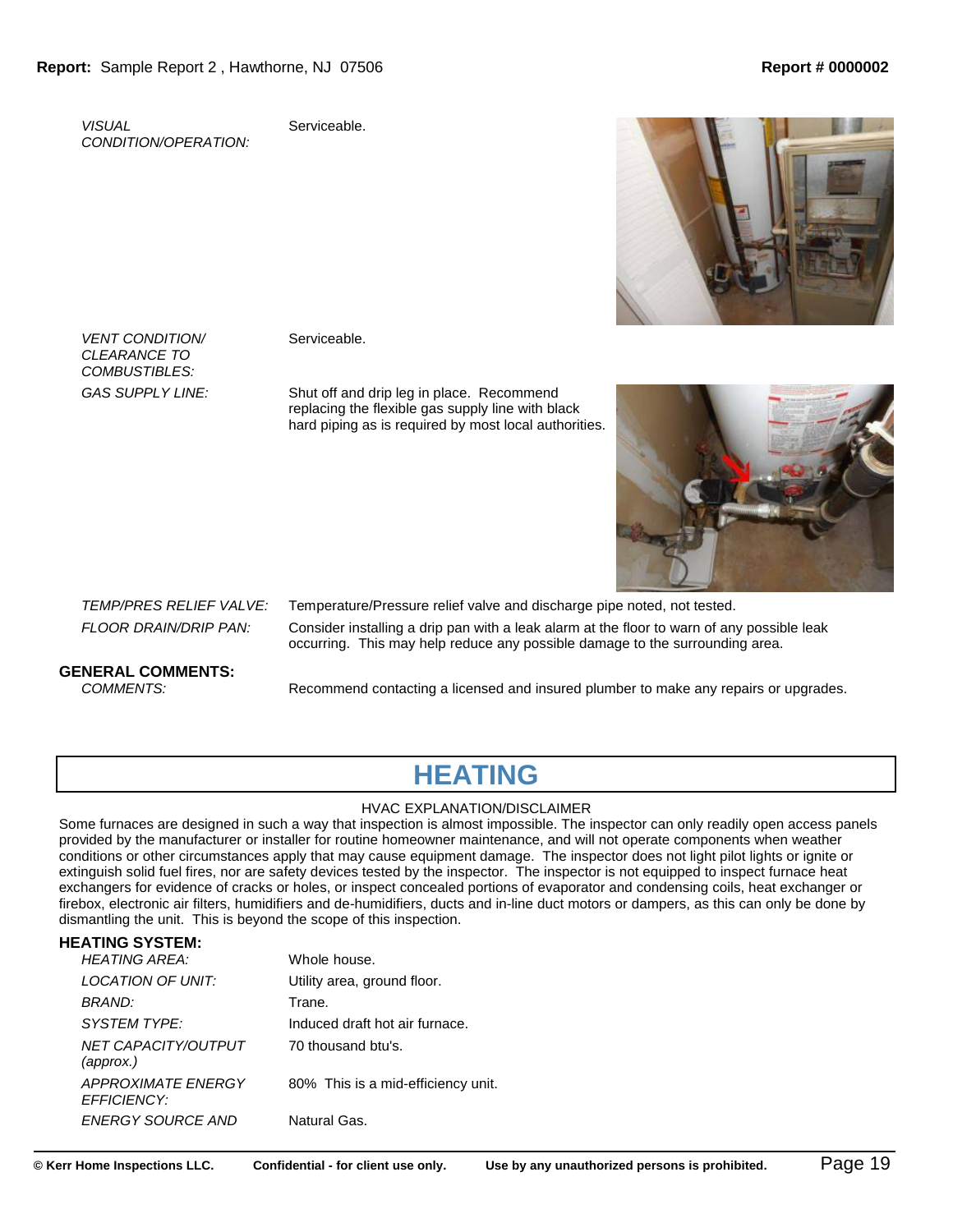| | |
|---|---|
| *VISUAL CONDITION/OPERATION:* | Serviceable. |
| *VENT CONDITION/ CLEARANCE TO COMBUSTIBLES:* | Serviceable. |
| *GAS SUPPLY LINE:* | Shut off and drip leg in place. Recommend replacing the flexible gas supply line with black hard piping as is required by most local authorities. |
| *TEMP/PRES RELIEF VALVE:* | Temperature/Pressure relief valve and discharge pipe noted, not tested. |
| *FLOOR DRAIN/DRIP PAN:* | Consider installing a drip pan with a leak alarm at the floor to warn of any possible leak occurring. This may help reduce any possible damage to the surrounding area. |

**GENERAL COMMENTS:**

| | |
|---|---|
| *COMMENTS:* | Recommend contacting a licensed and insured plumber to make any repairs or upgrades. |

# HEATING

HVAC EXPLANATION/DISCLAIMER

Some furnaces are designed in such a way that inspection is almost impossible. The inspector can only readily open access panels provided by the manufacturer or installer for routine homeowner maintenance, and will not operate components when weather conditions or other circumstances apply that may cause equipment damage. The inspector does not light pilot lights or ignite or extinguish solid fuel fires, nor are safety devices tested by the inspector. The inspector is not equipped to inspect furnace heat exchangers for evidence of cracks or holes, or inspect concealed portions of evaporator and condensing coils, heat exchanger or firebox, electronic air filters, humidifiers and de-humidifiers, ducts and in-line duct motors or dampers, as this can only be done by dismantling the unit. This is beyond the scope of this inspection.

**HEATING SYSTEM:**

| | |
|---|---|
| *HEATING AREA:* | Whole house. |
| *LOCATION OF UNIT:* | Utility area, ground floor. |
| *BRAND:* | Trane. |
| *SYSTEM TYPE:* | Induced draft hot air furnace. |
| *NET CAPACITY/OUTPUT (approx.)* | 70 thousand btu's. |
| *APPROXIMATE ENERGY EFFICIENCY:* | 80% This is a mid-efficiency unit. |
| *ENERGY SOURCE AND* | Natural Gas. |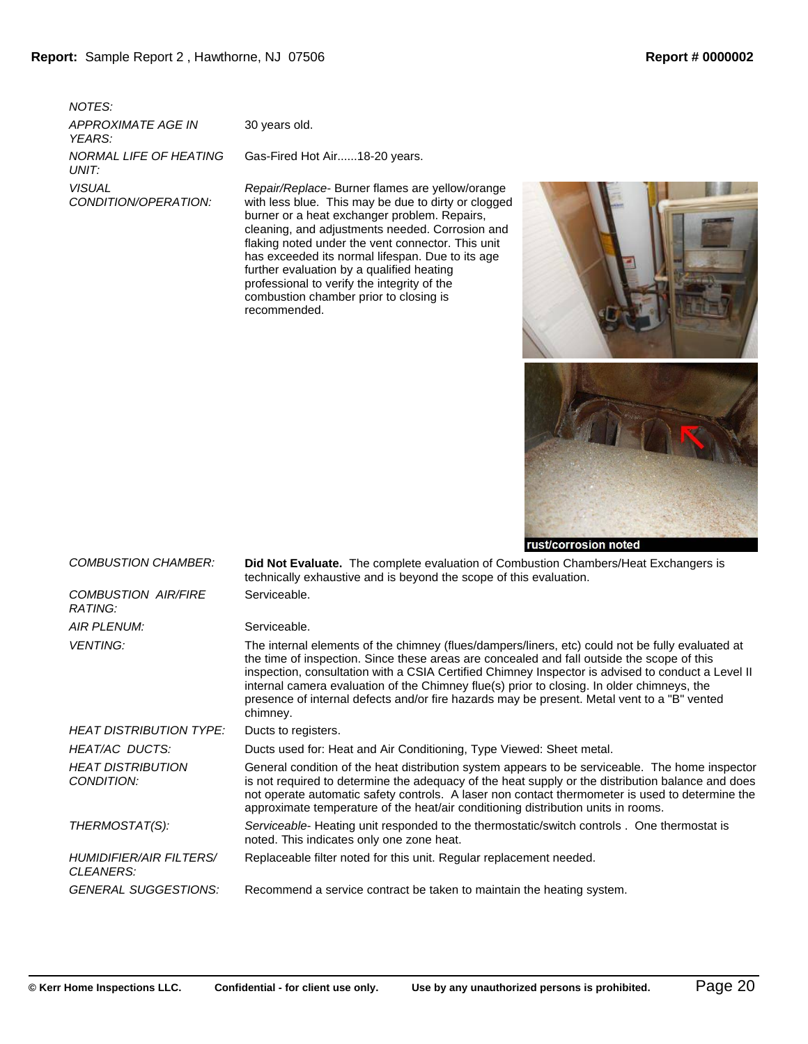| | |
|---|---|
| *NOTES:* | |
| *APPROXIMATE AGE IN YEARS:* | 30 years old. |
| *NORMAL LIFE OF HEATING UNIT:* | Gas-Fired Hot Air......18-20 years. |
| *VISUAL CONDITION/OPERATION:* | *Repair/Replace*- Burner flames are yellow/orange with less blue. This may be due to dirty or clogged burner or a heat exchanger problem. Repairs, cleaning, and adjustments needed. Corrosion and flaking noted under the vent connector. This unit has exceeded its normal lifespan. Due to its age further evaluation by a qualified heating professional to verify the integrity of the combustion chamber prior to closing is recommended. |

rust/corrosion noted

| | |
|---|---|
| *COMBUSTION CHAMBER:* | **Did Not Evaluate.** The complete evaluation of Combustion Chambers/Heat Exchangers is technically exhaustive and is beyond the scope of this evaluation. |
| *COMBUSTION AIR/FIRE RATING:* | Serviceable. |
| *AIR PLENUM:* | Serviceable. |
| *VENTING:* | The internal elements of the chimney (flues/dampers/liners, etc) could not be fully evaluated at the time of inspection. Since these areas are concealed and fall outside the scope of this inspection, consultation with a CSIA Certified Chimney Inspector is advised to conduct a Level II internal camera evaluation of the Chimney flue(s) prior to closing. In older chimneys, the presence of internal defects and/or fire hazards may be present. Metal vent to a "B" vented chimney. |
| *HEAT DISTRIBUTION TYPE:* | Ducts to registers. |
| *HEAT/AC DUCTS:* | Ducts used for: Heat and Air Conditioning, Type Viewed: Sheet metal. |
| *HEAT DISTRIBUTION CONDITION:* | General condition of the heat distribution system appears to be serviceable. The home inspector is not required to determine the adequacy of the heat supply or the distribution balance and does not operate automatic safety controls. A laser non contact thermometer is used to determine the approximate temperature of the heat/air conditioning distribution units in rooms. |
| *THERMOSTAT(S):* | *Serviceable*- Heating unit responded to the thermostatic/switch controls . One thermostat is noted. This indicates only one zone heat. |
| *HUMIDIFIER/AIR FILTERS/ CLEANERS:* | Replaceable filter noted for this unit. Regular replacement needed. |
| *GENERAL SUGGESTIONS:* | Recommend a service contract be taken to maintain the heating system. |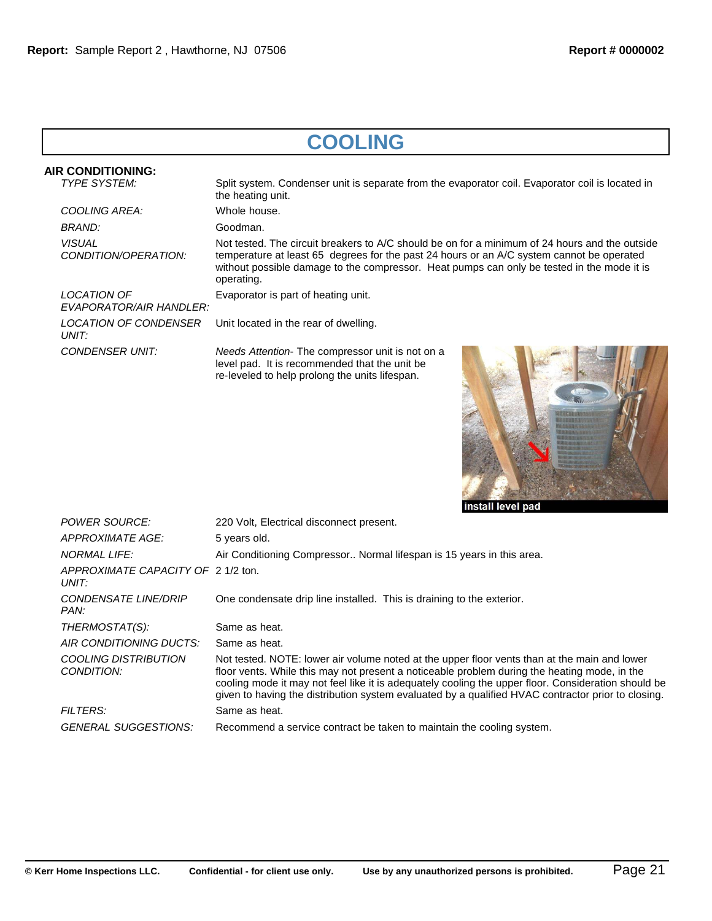# COOLING

## AIR CONDITIONING:

| | |
|---|---|
| *TYPE SYSTEM:* | Split system. Condenser unit is separate from the evaporator coil. Evaporator coil is located in the heating unit. |
| *COOLING AREA:* | Whole house. |
| *BRAND:* | Goodman. |
| *VISUAL CONDITION/OPERATION:* | Not tested. The circuit breakers to A/C should be on for a minimum of 24 hours and the outside temperature at least 65 degrees for the past 24 hours or an A/C system cannot be operated without possible damage to the compressor. Heat pumps can only be tested in the mode it is operating. |
| *LOCATION OF EVAPORATOR/AIR HANDLER:* | Evaporator is part of heating unit. |
| *LOCATION OF CONDENSER UNIT:* | Unit located in the rear of dwelling. |
| *CONDENSER UNIT:* | *Needs Attention*- The compressor unit is not on a level pad. It is recommended that the unit be re-leveled to help prolong the units lifespan. |

install level pad

| | |
|---|---|
| *POWER SOURCE:* | 220 Volt, Electrical disconnect present. |
| *APPROXIMATE AGE:* | 5 years old. |
| *NORMAL LIFE:* | Air Conditioning Compressor.. Normal lifespan is 15 years in this area. |
| *APPROXIMATE CAPACITY OF UNIT:* | 2 1/2 ton. |
| *CONDENSATE LINE/DRIP PAN:* | One condensate drip line installed. This is draining to the exterior. |
| *THERMOSTAT(S):* | Same as heat. |
| *AIR CONDITIONING DUCTS:* | Same as heat. |
| *COOLING DISTRIBUTION CONDITION:* | Not tested. NOTE: lower air volume noted at the upper floor vents than at the main and lower floor vents. While this may not present a noticeable problem during the heating mode, in the cooling mode it may not feel like it is adequately cooling the upper floor. Consideration should be given to having the distribution system evaluated by a qualified HVAC contractor prior to closing. |
| *FILTERS:* | Same as heat. |
| *GENERAL SUGGESTIONS:* | Recommend a service contract be taken to maintain the cooling system. |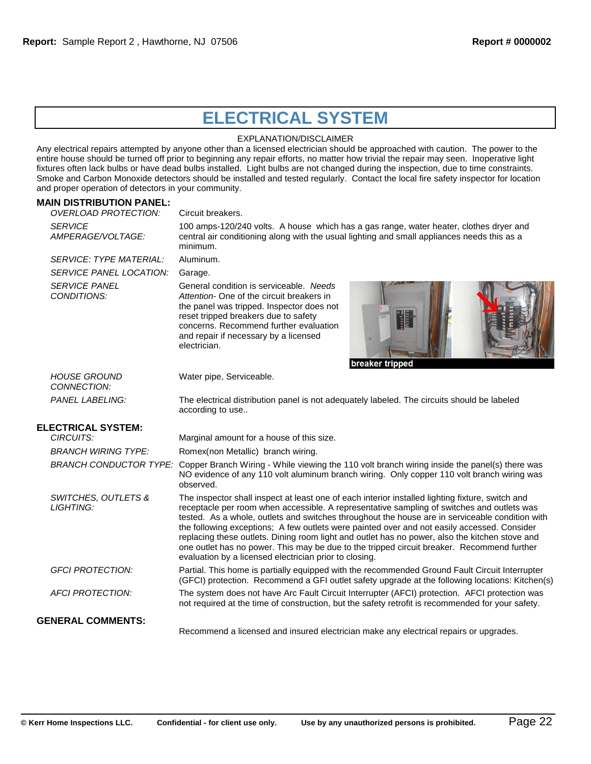# ELECTRICAL SYSTEM

EXPLANATION/DISCLAIMER

Any electrical repairs attempted by anyone other than a licensed electrician should be approached with caution. The power to the entire house should be turned off prior to beginning any repair efforts, no matter how trivial the repair may seen. Inoperative light fixtures often lack bulbs or have dead bulbs installed. Light bulbs are not changed during the inspection, due to time constraints. Smoke and Carbon Monoxide detectors should be installed and tested regularly. Contact the local fire safety inspector for location and proper operation of detectors in your community.

## MAIN DISTRIBUTION PANEL:

*OVERLOAD PROTECTION:* Circuit breakers.

*SERVICE AMPERAGE/VOLTAGE:* 100 amps-120/240 volts. A house which has a gas range, water heater, clothes dryer and central air conditioning along with the usual lighting and small appliances needs this as a minimum.

*SERVICE: TYPE MATERIAL:* Aluminum.

*SERVICE PANEL LOCATION:* Garage.

*SERVICE PANEL CONDITIONS:* General condition is serviceable. *Needs Attention*- One of the circuit breakers in the panel was tripped. Inspector does not reset tripped breakers due to safety concerns. Recommend further evaluation and repair if necessary by a licensed electrician.

breaker tripped

*HOUSE GROUND CONNECTION:* Water pipe, Serviceable.

*PANEL LABELING:* The electrical distribution panel is not adequately labeled. The circuits should be labeled according to use..

## ELECTRICAL SYSTEM:

*CIRCUITS:* Marginal amount for a house of this size.

*BRANCH WIRING TYPE:* Romex(non Metallic) branch wiring.

*BRANCH CONDUCTOR TYPE:* Copper Branch Wiring - While viewing the 110 volt branch wiring inside the panel(s) there was NO evidence of any 110 volt aluminum branch wiring. Only copper 110 volt branch wiring was observed.

*SWITCHES, OUTLETS & LIGHTING:* The inspector shall inspect at least one of each interior installed lighting fixture, switch and receptacle per room when accessible. A representative sampling of switches and outlets was tested. As a whole, outlets and switches throughout the house are in serviceable condition with the following exceptions; A few outlets were painted over and not easily accessed. Consider replacing these outlets. Dining room light and outlet has no power, also the kitchen stove and one outlet has no power. This may be due to the tripped circuit breaker. Recommend further evaluation by a licensed electrician prior to closing.

*GFCI PROTECTION:* Partial. This home is partially equipped with the recommended Ground Fault Circuit Interrupter (GFCI) protection. Recommend a GFI outlet safety upgrade at the following locations: Kitchen(s)

*AFCI PROTECTION:* The system does not have Arc Fault Circuit Interrupter (AFCI) protection. AFCI protection was not required at the time of construction, but the safety retrofit is recommended for your safety.

## GENERAL COMMENTS:

Recommend a licensed and insured electrician make any electrical repairs or upgrades.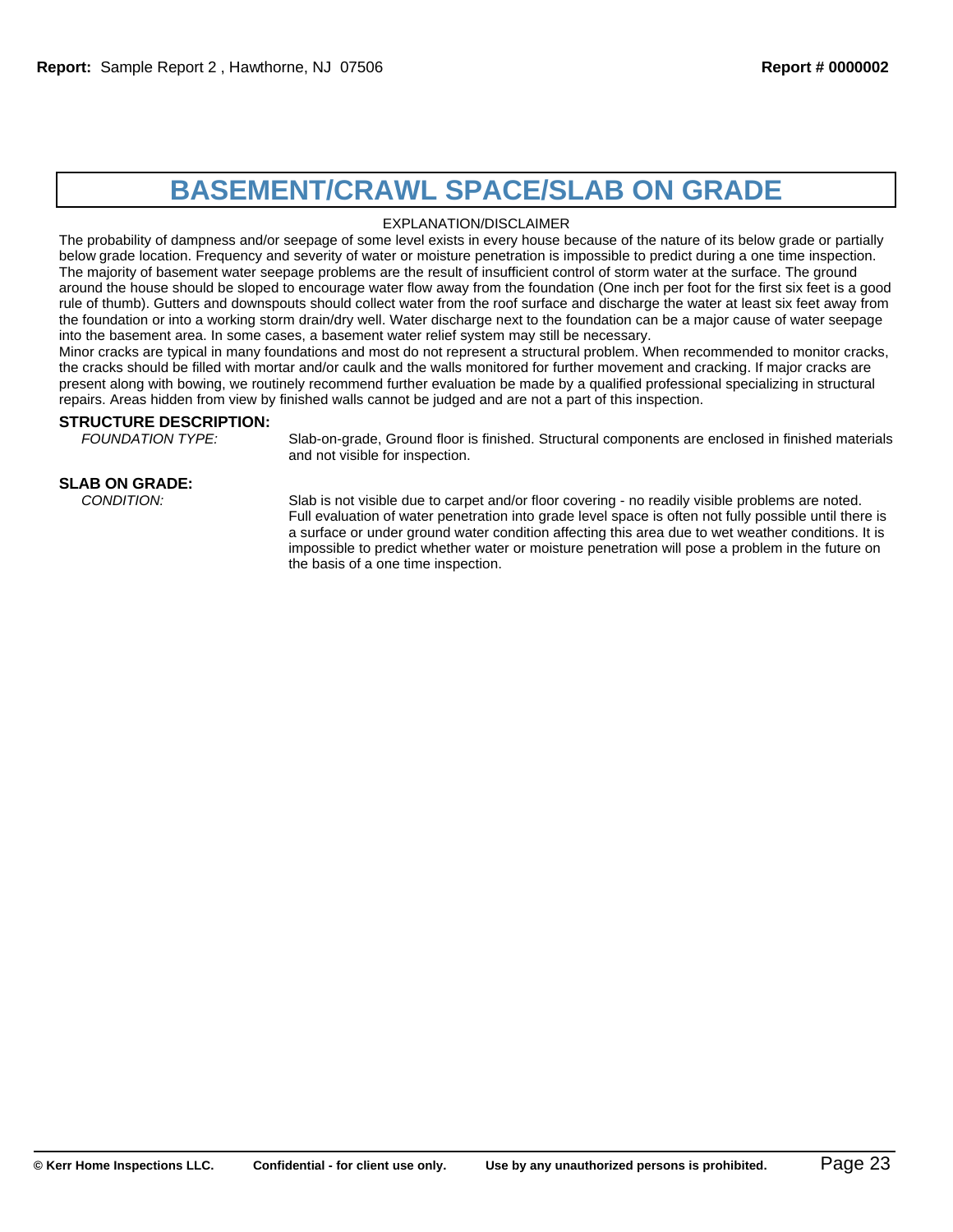# BASEMENT/CRAWL SPACE/SLAB ON GRADE

EXPLANATION/DISCLAIMER

The probability of dampness and/or seepage of some level exists in every house because of the nature of its below grade or partially below grade location. Frequency and severity of water or moisture penetration is impossible to predict during a one time inspection. The majority of basement water seepage problems are the result of insufficient control of storm water at the surface. The ground around the house should be sloped to encourage water flow away from the foundation (One inch per foot for the first six feet is a good rule of thumb). Gutters and downspouts should collect water from the roof surface and discharge the water at least six feet away from the foundation or into a working storm drain/dry well. Water discharge next to the foundation can be a major cause of water seepage into the basement area. In some cases, a basement water relief system may still be necessary.

Minor cracks are typical in many foundations and most do not represent a structural problem. When recommended to monitor cracks, the cracks should be filled with mortar and/or caulk and the walls monitored for further movement and cracking. If major cracks are present along with bowing, we routinely recommend further evaluation be made by a qualified professional specializing in structural repairs. Areas hidden from view by finished walls cannot be judged and are not a part of this inspection.

**STRUCTURE DESCRIPTION:**

*FOUNDATION TYPE:* Slab-on-grade, Ground floor is finished. Structural components are enclosed in finished materials and not visible for inspection.

**SLAB ON GRADE:**

*CONDITION:* Slab is not visible due to carpet and/or floor covering - no readily visible problems are noted. Full evaluation of water penetration into grade level space is often not fully possible until there is a surface or under ground water condition affecting this area due to wet weather conditions. It is impossible to predict whether water or moisture penetration will pose a problem in the future on the basis of a one time inspection.